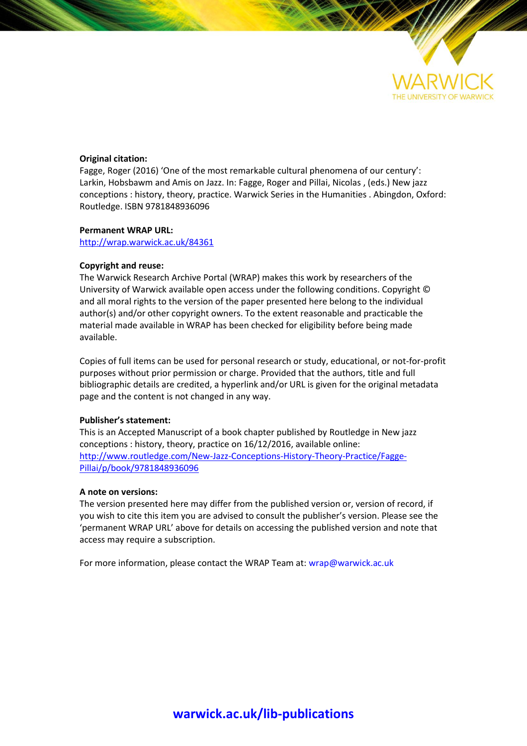**Original citation:**
Fagge, Roger (2016) 'One of the most remarkable cultural phenomena of our century': Larkin, Hobsbawm and Amis on Jazz. In: Fagge, Roger and Pillai, Nicolas , (eds.) New jazz conceptions : history, theory, practice. Warwick Series in the Humanities . Abingdon, Oxford: Routledge. ISBN 9781848936096

**Permanent WRAP URL:**
http://wrap.warwick.ac.uk/84361

**Copyright and reuse:**
The Warwick Research Archive Portal (WRAP) makes this work by researchers of the University of Warwick available open access under the following conditions. Copyright © and all moral rights to the version of the paper presented here belong to the individual author(s) and/or other copyright owners. To the extent reasonable and practicable the material made available in WRAP has been checked for eligibility before being made available.

Copies of full items can be used for personal research or study, educational, or not-for-profit purposes without prior permission or charge. Provided that the authors, title and full bibliographic details are credited, a hyperlink and/or URL is given for the original metadata page and the content is not changed in any way.

**Publisher's statement:**
This is an Accepted Manuscript of a book chapter published by Routledge in New jazz conceptions : history, theory, practice on 16/12/2016, available online: http://www.routledge.com/New-Jazz-Conceptions-History-Theory-Practice/Fagge-Pillai/p/book/9781848936096

**A note on versions:**
The version presented here may differ from the published version or, version of record, if you wish to cite this item you are advised to consult the publisher's version. Please see the 'permanent WRAP URL' above for details on accessing the published version and note that access may require a subscription.

For more information, please contact the WRAP Team at: wrap@warwick.ac.uk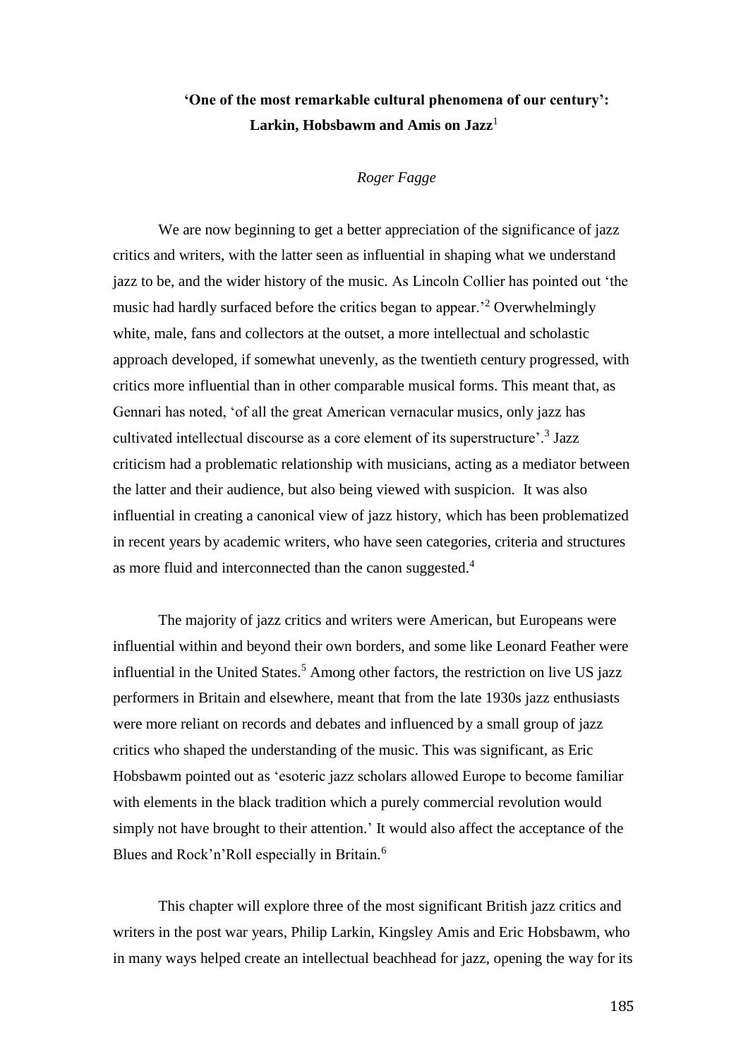# 'One of the most remarkable cultural phenomena of our century': Larkin, Hobsbawm and Amis on Jazz[1]

*Roger Fagge*

We are now beginning to get a better appreciation of the significance of jazz critics and writers, with the latter seen as influential in shaping what we understand jazz to be, and the wider history of the music. As Lincoln Collier has pointed out 'the music had hardly surfaced before the critics began to appear.'[2] Overwhelmingly white, male, fans and collectors at the outset, a more intellectual and scholastic approach developed, if somewhat unevenly, as the twentieth century progressed, with critics more influential than in other comparable musical forms. This meant that, as Gennari has noted, 'of all the great American vernacular musics, only jazz has cultivated intellectual discourse as a core element of its superstructure'.[3] Jazz criticism had a problematic relationship with musicians, acting as a mediator between the latter and their audience, but also being viewed with suspicion. It was also influential in creating a canonical view of jazz history, which has been problematized in recent years by academic writers, who have seen categories, criteria and structures as more fluid and interconnected than the canon suggested.[4]

The majority of jazz critics and writers were American, but Europeans were influential within and beyond their own borders, and some like Leonard Feather were influential in the United States.[5] Among other factors, the restriction on live US jazz performers in Britain and elsewhere, meant that from the late 1930s jazz enthusiasts were more reliant on records and debates and influenced by a small group of jazz critics who shaped the understanding of the music. This was significant, as Eric Hobsbawm pointed out as 'esoteric jazz scholars allowed Europe to become familiar with elements in the black tradition which a purely commercial revolution would simply not have brought to their attention.' It would also affect the acceptance of the Blues and Rock'n'Roll especially in Britain.[6]

This chapter will explore three of the most significant British jazz critics and writers in the post war years, Philip Larkin, Kingsley Amis and Eric Hobsbawm, who in many ways helped create an intellectual beachhead for jazz, opening the way for its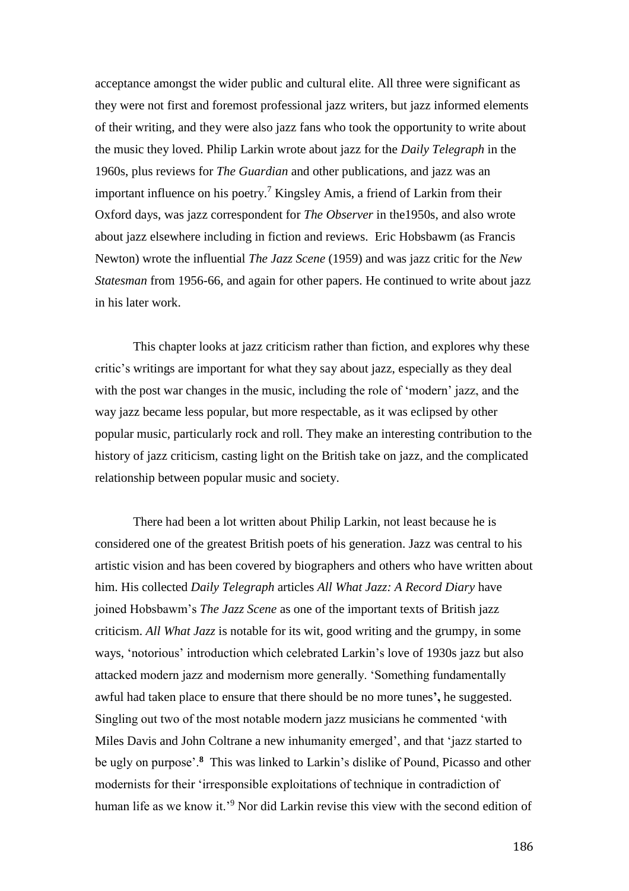acceptance amongst the wider public and cultural elite. All three were significant as they were not first and foremost professional jazz writers, but jazz informed elements of their writing, and they were also jazz fans who took the opportunity to write about the music they loved. Philip Larkin wrote about jazz for the *Daily Telegraph* in the 1960s, plus reviews for *The Guardian* and other publications, and jazz was an important influence on his poetry.[7] Kingsley Amis, a friend of Larkin from their Oxford days, was jazz correspondent for *The Observer* in the1950s, and also wrote about jazz elsewhere including in fiction and reviews. Eric Hobsbawm (as Francis Newton) wrote the influential *The Jazz Scene* (1959) and was jazz critic for the *New Statesman* from 1956-66, and again for other papers. He continued to write about jazz in his later work.

This chapter looks at jazz criticism rather than fiction, and explores why these critic's writings are important for what they say about jazz, especially as they deal with the post war changes in the music, including the role of 'modern' jazz, and the way jazz became less popular, but more respectable, as it was eclipsed by other popular music, particularly rock and roll. They make an interesting contribution to the history of jazz criticism, casting light on the British take on jazz, and the complicated relationship between popular music and society.

There had been a lot written about Philip Larkin, not least because he is considered one of the greatest British poets of his generation. Jazz was central to his artistic vision and has been covered by biographers and others who have written about him. His collected *Daily Telegraph* articles *All What Jazz: A Record Diary* have joined Hobsbawm's *The Jazz Scene* as one of the important texts of British jazz criticism. *All What Jazz* is notable for its wit, good writing and the grumpy, in some ways, 'notorious' introduction which celebrated Larkin's love of 1930s jazz but also attacked modern jazz and modernism more generally. 'Something fundamentally awful had taken place to ensure that there should be no more tunes**',** he suggested. Singling out two of the most notable modern jazz musicians he commented 'with Miles Davis and John Coltrane a new inhumanity emerged', and that 'jazz started to be ugly on purpose'.[8] This was linked to Larkin's dislike of Pound, Picasso and other modernists for their 'irresponsible exploitations of technique in contradiction of human life as we know it.'[9] Nor did Larkin revise this view with the second edition of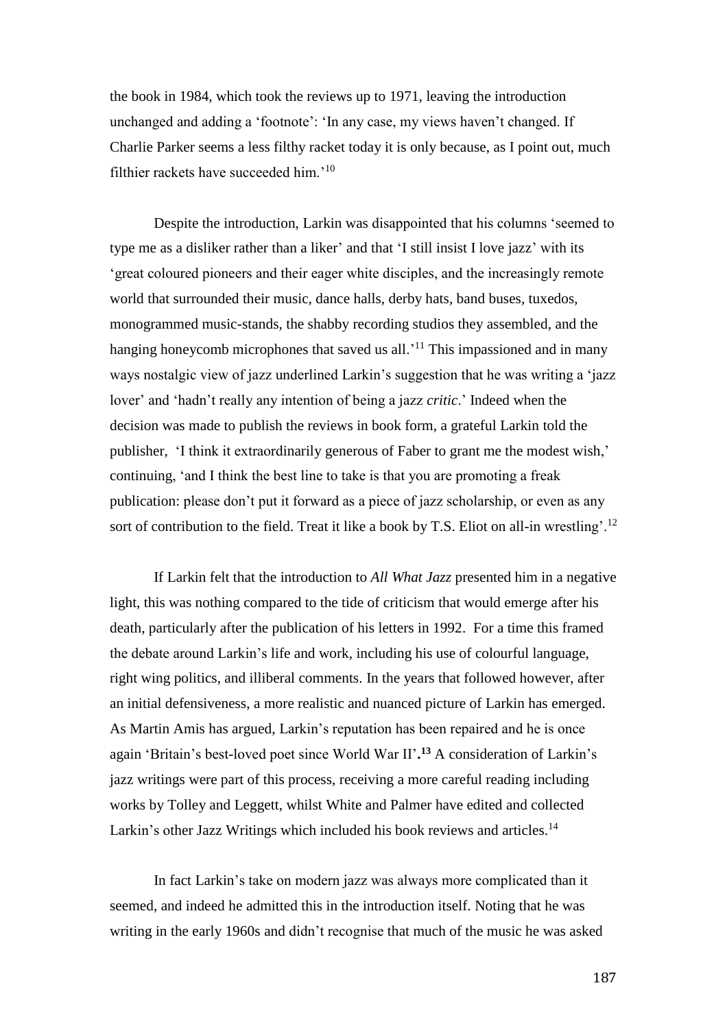the book in 1984, which took the reviews up to 1971, leaving the introduction unchanged and adding a 'footnote': 'In any case, my views haven't changed. If Charlie Parker seems a less filthy racket today it is only because, as I point out, much filthier rackets have succeeded him.'[10]

Despite the introduction, Larkin was disappointed that his columns 'seemed to type me as a disliker rather than a liker' and that 'I still insist I love jazz' with its 'great coloured pioneers and their eager white disciples, and the increasingly remote world that surrounded their music, dance halls, derby hats, band buses, tuxedos, monogrammed music-stands, the shabby recording studios they assembled, and the hanging honeycomb microphones that saved us all.'[11] This impassioned and in many ways nostalgic view of jazz underlined Larkin's suggestion that he was writing a 'jazz lover' and 'hadn't really any intention of being a jazz *critic*.' Indeed when the decision was made to publish the reviews in book form, a grateful Larkin told the publisher, 'I think it extraordinarily generous of Faber to grant me the modest wish,' continuing, 'and I think the best line to take is that you are promoting a freak publication: please don't put it forward as a piece of jazz scholarship, or even as any sort of contribution to the field. Treat it like a book by T.S. Eliot on all-in wrestling'.[12]

If Larkin felt that the introduction to *All What Jazz* presented him in a negative light, this was nothing compared to the tide of criticism that would emerge after his death, particularly after the publication of his letters in 1992. For a time this framed the debate around Larkin's life and work, including his use of colourful language, right wing politics, and illiberal comments. In the years that followed however, after an initial defensiveness, a more realistic and nuanced picture of Larkin has emerged. As Martin Amis has argued, Larkin's reputation has been repaired and he is once again 'Britain's best-loved poet since World War II'**.**[13] A consideration of Larkin's jazz writings were part of this process, receiving a more careful reading including works by Tolley and Leggett, whilst White and Palmer have edited and collected Larkin's other Jazz Writings which included his book reviews and articles.[14]

In fact Larkin's take on modern jazz was always more complicated than it seemed, and indeed he admitted this in the introduction itself. Noting that he was writing in the early 1960s and didn't recognise that much of the music he was asked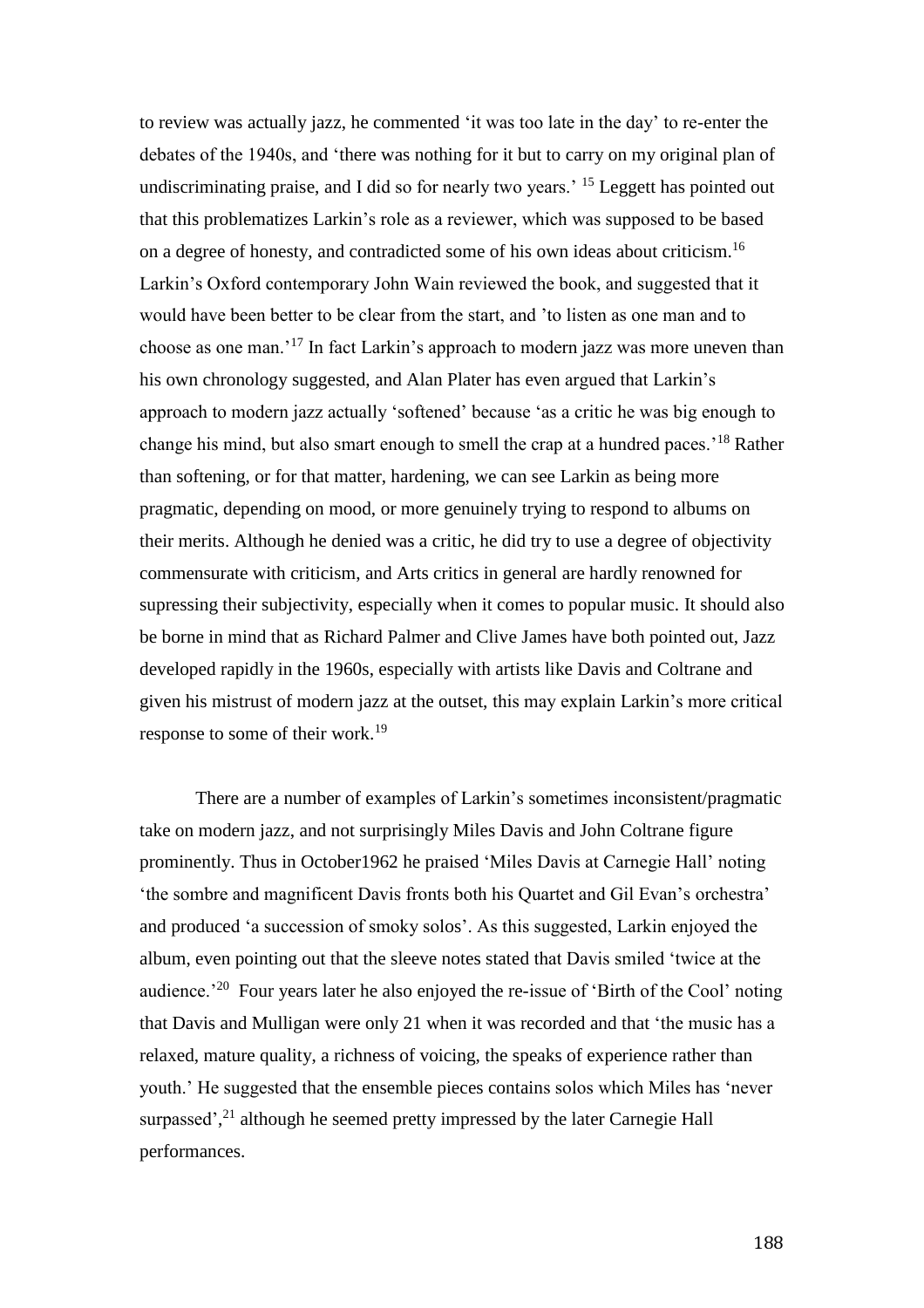to review was actually jazz, he commented 'it was too late in the day' to re-enter the debates of the 1940s, and 'there was nothing for it but to carry on my original plan of undiscriminating praise, and I did so for nearly two years.' [15] Leggett has pointed out that this problematizes Larkin's role as a reviewer, which was supposed to be based on a degree of honesty, and contradicted some of his own ideas about criticism.[16] Larkin's Oxford contemporary John Wain reviewed the book, and suggested that it would have been better to be clear from the start, and 'to listen as one man and to choose as one man.'[17] In fact Larkin's approach to modern jazz was more uneven than his own chronology suggested, and Alan Plater has even argued that Larkin's approach to modern jazz actually 'softened' because 'as a critic he was big enough to change his mind, but also smart enough to smell the crap at a hundred paces.'[18] Rather than softening, or for that matter, hardening, we can see Larkin as being more pragmatic, depending on mood, or more genuinely trying to respond to albums on their merits. Although he denied was a critic, he did try to use a degree of objectivity commensurate with criticism, and Arts critics in general are hardly renowned for supressing their subjectivity, especially when it comes to popular music. It should also be borne in mind that as Richard Palmer and Clive James have both pointed out, Jazz developed rapidly in the 1960s, especially with artists like Davis and Coltrane and given his mistrust of modern jazz at the outset, this may explain Larkin's more critical response to some of their work.[19]

There are a number of examples of Larkin's sometimes inconsistent/pragmatic take on modern jazz, and not surprisingly Miles Davis and John Coltrane figure prominently. Thus in October1962 he praised 'Miles Davis at Carnegie Hall' noting 'the sombre and magnificent Davis fronts both his Quartet and Gil Evan's orchestra' and produced 'a succession of smoky solos'. As this suggested, Larkin enjoyed the album, even pointing out that the sleeve notes stated that Davis smiled 'twice at the audience.'[20] Four years later he also enjoyed the re-issue of 'Birth of the Cool' noting that Davis and Mulligan were only 21 when it was recorded and that 'the music has a relaxed, mature quality, a richness of voicing, the speaks of experience rather than youth.' He suggested that the ensemble pieces contains solos which Miles has 'never surpassed',[21] although he seemed pretty impressed by the later Carnegie Hall performances.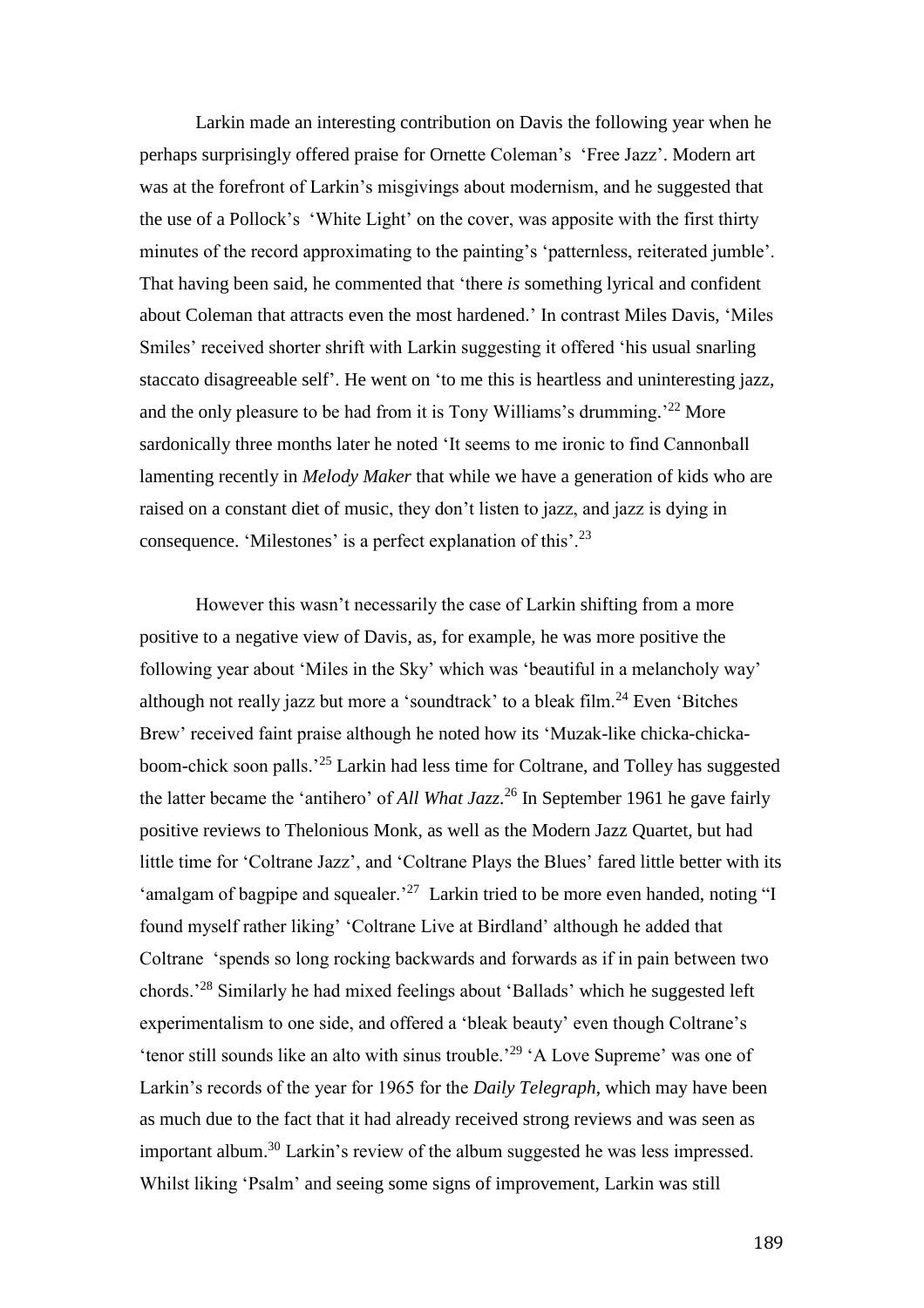Larkin made an interesting contribution on Davis the following year when he perhaps surprisingly offered praise for Ornette Coleman's 'Free Jazz'. Modern art was at the forefront of Larkin's misgivings about modernism, and he suggested that the use of a Pollock's 'White Light' on the cover, was apposite with the first thirty minutes of the record approximating to the painting's 'patternless, reiterated jumble'. That having been said, he commented that 'there *is* something lyrical and confident about Coleman that attracts even the most hardened.' In contrast Miles Davis, 'Miles Smiles' received shorter shrift with Larkin suggesting it offered 'his usual snarling staccato disagreeable self'. He went on 'to me this is heartless and uninteresting jazz, and the only pleasure to be had from it is Tony Williams's drumming.'[22] More sardonically three months later he noted 'It seems to me ironic to find Cannonball lamenting recently in *Melody Maker* that while we have a generation of kids who are raised on a constant diet of music, they don't listen to jazz, and jazz is dying in consequence. 'Milestones' is a perfect explanation of this'.[23]

However this wasn't necessarily the case of Larkin shifting from a more positive to a negative view of Davis, as, for example, he was more positive the following year about 'Miles in the Sky' which was 'beautiful in a melancholy way' although not really jazz but more a 'soundtrack' to a bleak film.[24] Even 'Bitches Brew' received faint praise although he noted how its 'Muzak-like chicka-chicka-boom-chick soon palls.'[25] Larkin had less time for Coltrane, and Tolley has suggested the latter became the 'antihero' of *All What Jazz*.[26] In September 1961 he gave fairly positive reviews to Thelonious Monk, as well as the Modern Jazz Quartet, but had little time for 'Coltrane Jazz', and 'Coltrane Plays the Blues' fared little better with its 'amalgam of bagpipe and squealer.'[27] Larkin tried to be more even handed, noting "I found myself rather liking' 'Coltrane Live at Birdland' although he added that Coltrane 'spends so long rocking backwards and forwards as if in pain between two chords.'[28] Similarly he had mixed feelings about 'Ballads' which he suggested left experimentalism to one side, and offered a 'bleak beauty' even though Coltrane's 'tenor still sounds like an alto with sinus trouble.'[29] 'A Love Supreme' was one of Larkin's records of the year for 1965 for the *Daily Telegraph*, which may have been as much due to the fact that it had already received strong reviews and was seen as important album.[30] Larkin's review of the album suggested he was less impressed. Whilst liking 'Psalm' and seeing some signs of improvement, Larkin was still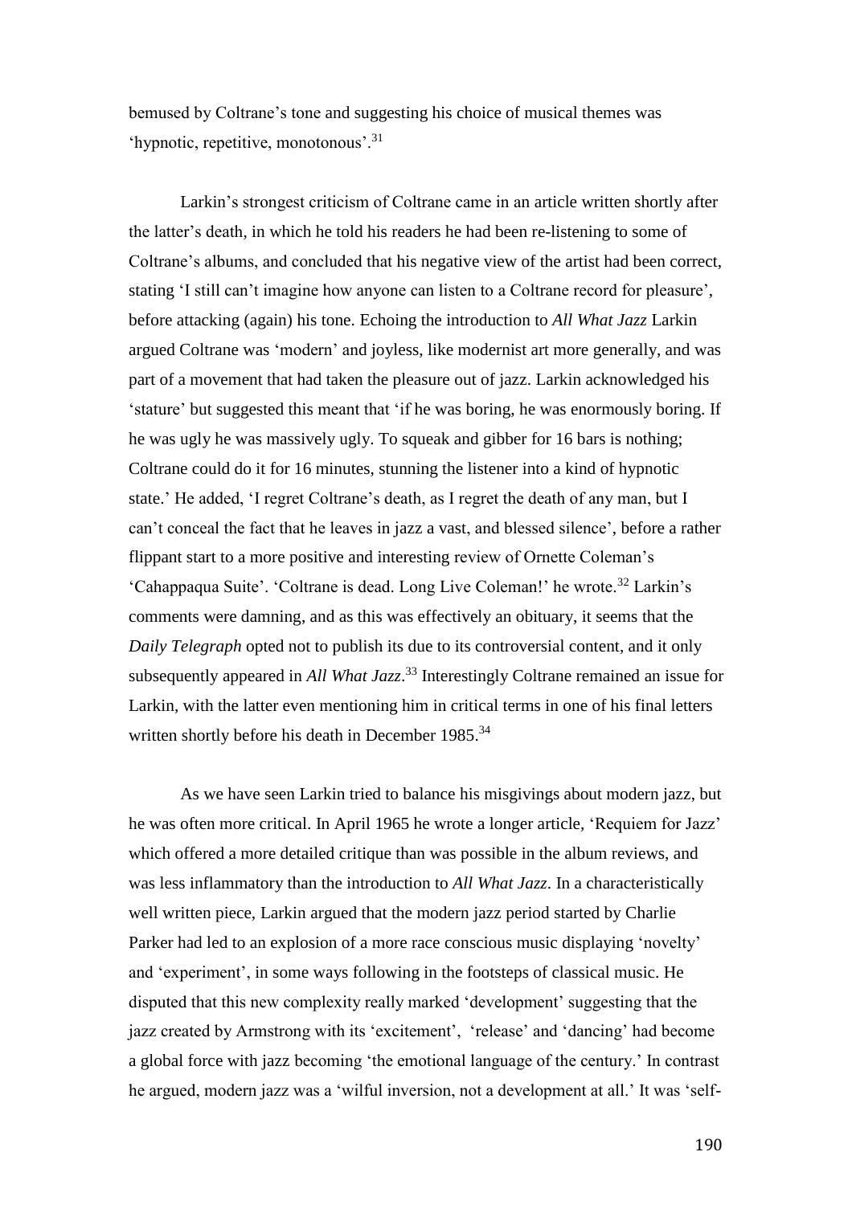bemused by Coltrane's tone and suggesting his choice of musical themes was 'hypnotic, repetitive, monotonous'.[31]

Larkin's strongest criticism of Coltrane came in an article written shortly after the latter's death, in which he told his readers he had been re-listening to some of Coltrane's albums, and concluded that his negative view of the artist had been correct, stating 'I still can't imagine how anyone can listen to a Coltrane record for pleasure', before attacking (again) his tone. Echoing the introduction to *All What Jazz* Larkin argued Coltrane was 'modern' and joyless, like modernist art more generally, and was part of a movement that had taken the pleasure out of jazz. Larkin acknowledged his 'stature' but suggested this meant that 'if he was boring, he was enormously boring. If he was ugly he was massively ugly. To squeak and gibber for 16 bars is nothing; Coltrane could do it for 16 minutes, stunning the listener into a kind of hypnotic state.' He added, 'I regret Coltrane's death, as I regret the death of any man, but I can't conceal the fact that he leaves in jazz a vast, and blessed silence', before a rather flippant start to a more positive and interesting review of Ornette Coleman's 'Cahappaqua Suite'. 'Coltrane is dead. Long Live Coleman!' he wrote.[32] Larkin's comments were damning, and as this was effectively an obituary, it seems that the *Daily Telegraph* opted not to publish its due to its controversial content, and it only subsequently appeared in *All What Jazz*.[33] Interestingly Coltrane remained an issue for Larkin, with the latter even mentioning him in critical terms in one of his final letters written shortly before his death in December 1985.[34]

As we have seen Larkin tried to balance his misgivings about modern jazz, but he was often more critical. In April 1965 he wrote a longer article, 'Requiem for Jazz' which offered a more detailed critique than was possible in the album reviews, and was less inflammatory than the introduction to *All What Jazz*. In a characteristically well written piece, Larkin argued that the modern jazz period started by Charlie Parker had led to an explosion of a more race conscious music displaying 'novelty' and 'experiment', in some ways following in the footsteps of classical music. He disputed that this new complexity really marked 'development' suggesting that the jazz created by Armstrong with its 'excitement', 'release' and 'dancing' had become a global force with jazz becoming 'the emotional language of the century.' In contrast he argued, modern jazz was a 'wilful inversion, not a development at all.' It was 'self-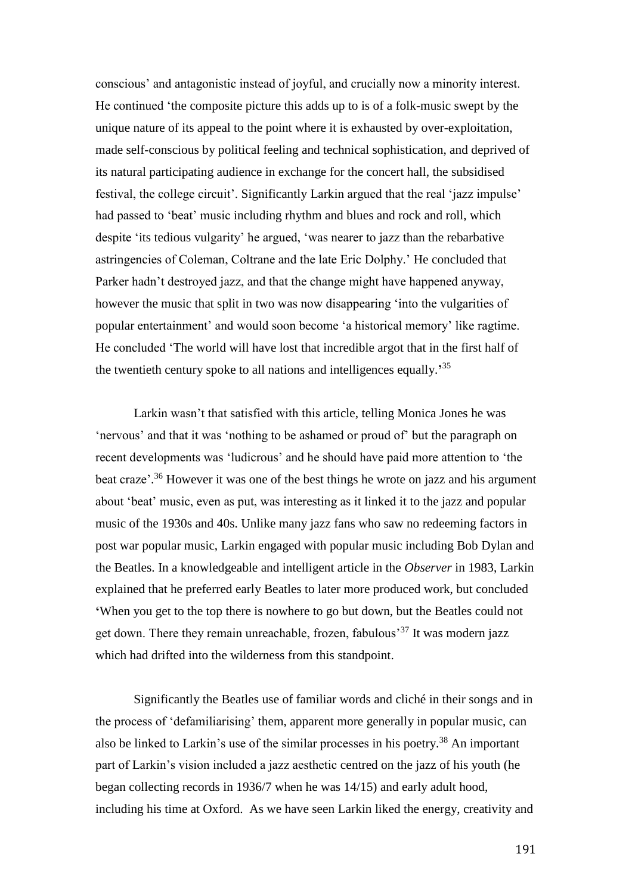conscious' and antagonistic instead of joyful, and crucially now a minority interest. He continued 'the composite picture this adds up to is of a folk-music swept by the unique nature of its appeal to the point where it is exhausted by over-exploitation, made self-conscious by political feeling and technical sophistication, and deprived of its natural participating audience in exchange for the concert hall, the subsidised festival, the college circuit'. Significantly Larkin argued that the real 'jazz impulse' had passed to 'beat' music including rhythm and blues and rock and roll, which despite 'its tedious vulgarity' he argued, 'was nearer to jazz than the rebarbative astringencies of Coleman, Coltrane and the late Eric Dolphy.' He concluded that Parker hadn't destroyed jazz, and that the change might have happened anyway, however the music that split in two was now disappearing 'into the vulgarities of popular entertainment' and would soon become 'a historical memory' like ragtime. He concluded 'The world will have lost that incredible argot that in the first half of the twentieth century spoke to all nations and intelligences equally.'[35]

Larkin wasn't that satisfied with this article, telling Monica Jones he was 'nervous' and that it was 'nothing to be ashamed or proud of' but the paragraph on recent developments was 'ludicrous' and he should have paid more attention to 'the beat craze'.[36] However it was one of the best things he wrote on jazz and his argument about 'beat' music, even as put, was interesting as it linked it to the jazz and popular music of the 1930s and 40s. Unlike many jazz fans who saw no redeeming factors in post war popular music, Larkin engaged with popular music including Bob Dylan and the Beatles. In a knowledgeable and intelligent article in the *Observer* in 1983, Larkin explained that he preferred early Beatles to later more produced work, but concluded 'When you get to the top there is nowhere to go but down, but the Beatles could not get down. There they remain unreachable, frozen, fabulous'[37] It was modern jazz which had drifted into the wilderness from this standpoint.

Significantly the Beatles use of familiar words and cliché in their songs and in the process of 'defamiliarising' them, apparent more generally in popular music, can also be linked to Larkin's use of the similar processes in his poetry.[38] An important part of Larkin's vision included a jazz aesthetic centred on the jazz of his youth (he began collecting records in 1936/7 when he was 14/15) and early adult hood, including his time at Oxford. As we have seen Larkin liked the energy, creativity and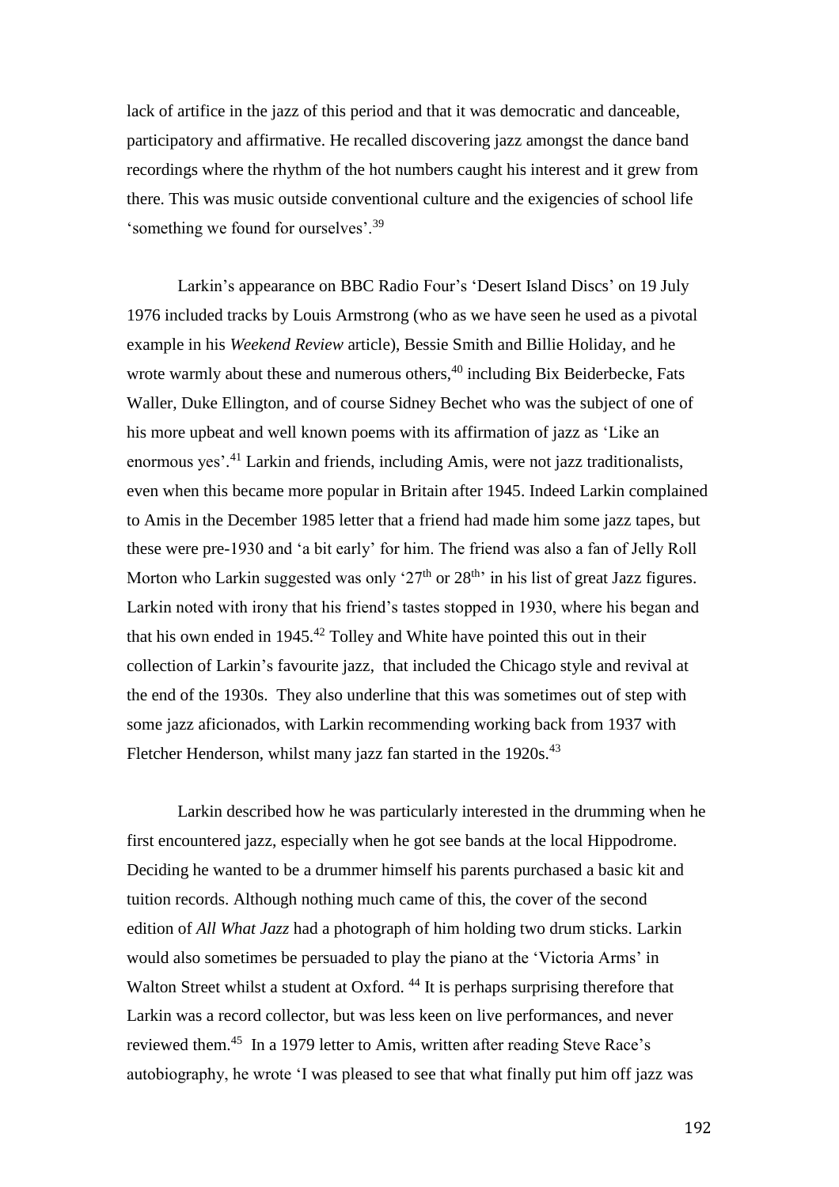lack of artifice in the jazz of this period and that it was democratic and danceable, participatory and affirmative. He recalled discovering jazz amongst the dance band recordings where the rhythm of the hot numbers caught his interest and it grew from there. This was music outside conventional culture and the exigencies of school life 'something we found for ourselves'.[39]

Larkin's appearance on BBC Radio Four's 'Desert Island Discs' on 19 July 1976 included tracks by Louis Armstrong (who as we have seen he used as a pivotal example in his *Weekend Review* article), Bessie Smith and Billie Holiday, and he wrote warmly about these and numerous others,[40] including Bix Beiderbecke, Fats Waller, Duke Ellington, and of course Sidney Bechet who was the subject of one of his more upbeat and well known poems with its affirmation of jazz as 'Like an enormous yes'.[41] Larkin and friends, including Amis, were not jazz traditionalists, even when this became more popular in Britain after 1945. Indeed Larkin complained to Amis in the December 1985 letter that a friend had made him some jazz tapes, but these were pre-1930 and 'a bit early' for him. The friend was also a fan of Jelly Roll Morton who Larkin suggested was only '27th or 28th' in his list of great Jazz figures. Larkin noted with irony that his friend's tastes stopped in 1930, where his began and that his own ended in 1945.[42] Tolley and White have pointed this out in their collection of Larkin's favourite jazz, that included the Chicago style and revival at the end of the 1930s. They also underline that this was sometimes out of step with some jazz aficionados, with Larkin recommending working back from 1937 with Fletcher Henderson, whilst many jazz fan started in the 1920s.[43]

Larkin described how he was particularly interested in the drumming when he first encountered jazz, especially when he got see bands at the local Hippodrome. Deciding he wanted to be a drummer himself his parents purchased a basic kit and tuition records. Although nothing much came of this, the cover of the second edition of *All What Jazz* had a photograph of him holding two drum sticks. Larkin would also sometimes be persuaded to play the piano at the 'Victoria Arms' in Walton Street whilst a student at Oxford. [44] It is perhaps surprising therefore that Larkin was a record collector, but was less keen on live performances, and never reviewed them.[45] In a 1979 letter to Amis, written after reading Steve Race's autobiography, he wrote 'I was pleased to see that what finally put him off jazz was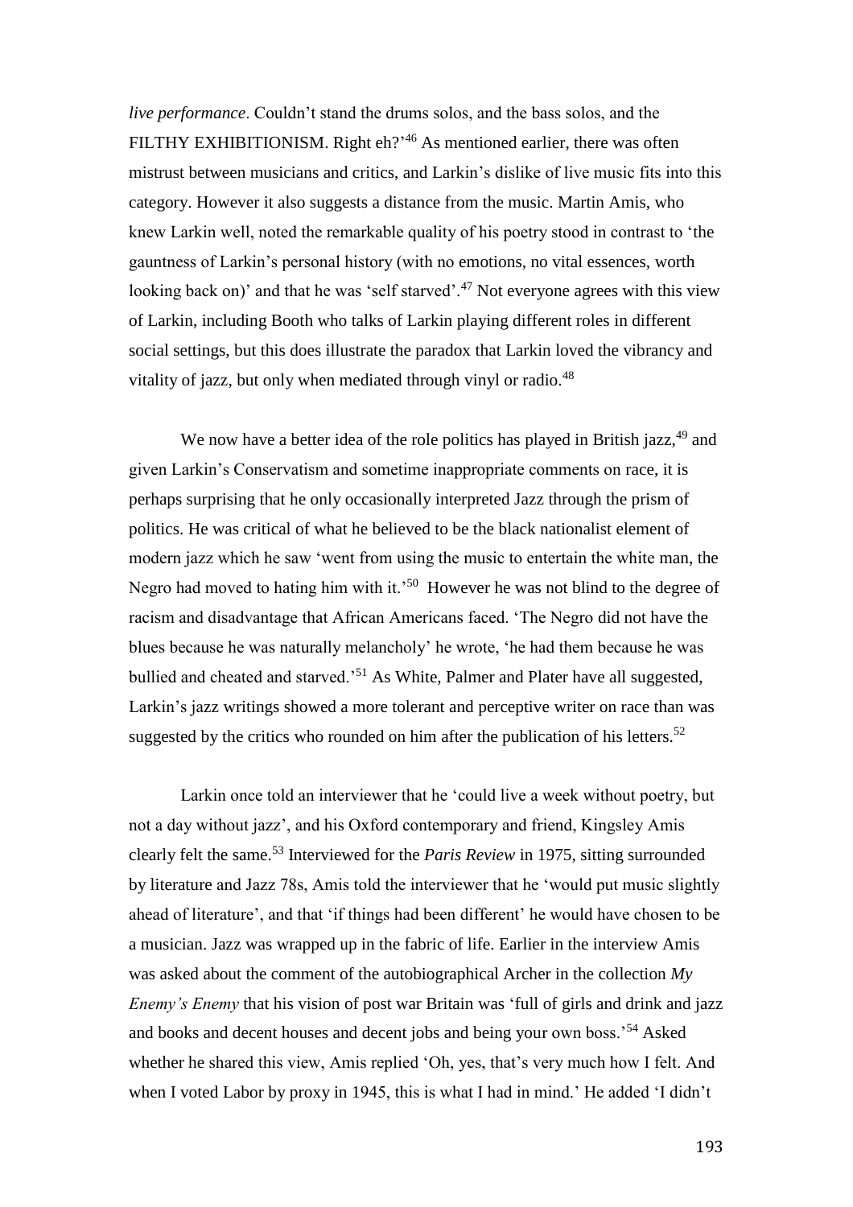*live performance*. Couldn't stand the drums solos, and the bass solos, and the FILTHY EXHIBITIONISM. Right eh?'[46] As mentioned earlier, there was often mistrust between musicians and critics, and Larkin's dislike of live music fits into this category. However it also suggests a distance from the music. Martin Amis, who knew Larkin well, noted the remarkable quality of his poetry stood in contrast to 'the gauntness of Larkin's personal history (with no emotions, no vital essences, worth looking back on)' and that he was 'self starved'.[47] Not everyone agrees with this view of Larkin, including Booth who talks of Larkin playing different roles in different social settings, but this does illustrate the paradox that Larkin loved the vibrancy and vitality of jazz, but only when mediated through vinyl or radio.[48]

We now have a better idea of the role politics has played in British jazz,[49] and given Larkin's Conservatism and sometime inappropriate comments on race, it is perhaps surprising that he only occasionally interpreted Jazz through the prism of politics. He was critical of what he believed to be the black nationalist element of modern jazz which he saw 'went from using the music to entertain the white man, the Negro had moved to hating him with it.'[50] However he was not blind to the degree of racism and disadvantage that African Americans faced. 'The Negro did not have the blues because he was naturally melancholy' he wrote, 'he had them because he was bullied and cheated and starved.'[51] As White, Palmer and Plater have all suggested, Larkin's jazz writings showed a more tolerant and perceptive writer on race than was suggested by the critics who rounded on him after the publication of his letters.[52]

Larkin once told an interviewer that he 'could live a week without poetry, but not a day without jazz', and his Oxford contemporary and friend, Kingsley Amis clearly felt the same.[53] Interviewed for the *Paris Review* in 1975, sitting surrounded by literature and Jazz 78s, Amis told the interviewer that he 'would put music slightly ahead of literature', and that 'if things had been different' he would have chosen to be a musician. Jazz was wrapped up in the fabric of life. Earlier in the interview Amis was asked about the comment of the autobiographical Archer in the collection *My Enemy's Enemy* that his vision of post war Britain was 'full of girls and drink and jazz and books and decent houses and decent jobs and being your own boss.'[54] Asked whether he shared this view, Amis replied 'Oh, yes, that's very much how I felt. And when I voted Labor by proxy in 1945, this is what I had in mind.' He added 'I didn't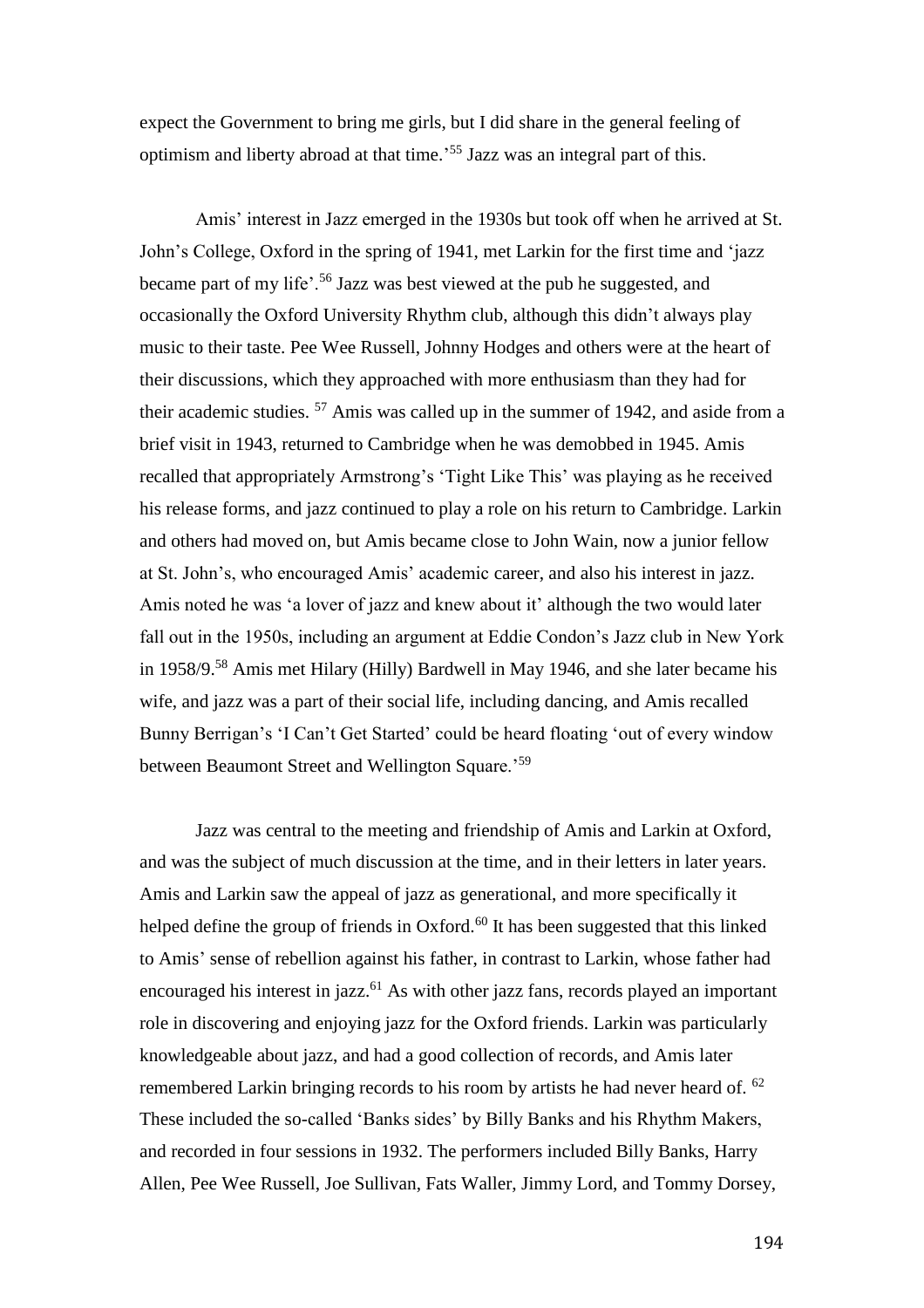expect the Government to bring me girls, but I did share in the general feeling of optimism and liberty abroad at that time.'[55] Jazz was an integral part of this.

Amis' interest in Jazz emerged in the 1930s but took off when he arrived at St. John's College, Oxford in the spring of 1941, met Larkin for the first time and 'jazz became part of my life'.[56] Jazz was best viewed at the pub he suggested, and occasionally the Oxford University Rhythm club, although this didn't always play music to their taste. Pee Wee Russell, Johnny Hodges and others were at the heart of their discussions, which they approached with more enthusiasm than they had for their academic studies. [57] Amis was called up in the summer of 1942, and aside from a brief visit in 1943, returned to Cambridge when he was demobbed in 1945. Amis recalled that appropriately Armstrong's 'Tight Like This' was playing as he received his release forms, and jazz continued to play a role on his return to Cambridge. Larkin and others had moved on, but Amis became close to John Wain, now a junior fellow at St. John's, who encouraged Amis' academic career, and also his interest in jazz. Amis noted he was 'a lover of jazz and knew about it' although the two would later fall out in the 1950s, including an argument at Eddie Condon's Jazz club in New York in 1958/9.[58] Amis met Hilary (Hilly) Bardwell in May 1946, and she later became his wife, and jazz was a part of their social life, including dancing, and Amis recalled Bunny Berrigan's 'I Can't Get Started' could be heard floating 'out of every window between Beaumont Street and Wellington Square.'[59]

Jazz was central to the meeting and friendship of Amis and Larkin at Oxford, and was the subject of much discussion at the time, and in their letters in later years. Amis and Larkin saw the appeal of jazz as generational, and more specifically it helped define the group of friends in Oxford.[60] It has been suggested that this linked to Amis' sense of rebellion against his father, in contrast to Larkin, whose father had encouraged his interest in jazz.[61] As with other jazz fans, records played an important role in discovering and enjoying jazz for the Oxford friends. Larkin was particularly knowledgeable about jazz, and had a good collection of records, and Amis later remembered Larkin bringing records to his room by artists he had never heard of. [62] These included the so-called 'Banks sides' by Billy Banks and his Rhythm Makers, and recorded in four sessions in 1932. The performers included Billy Banks, Harry Allen, Pee Wee Russell, Joe Sullivan, Fats Waller, Jimmy Lord, and Tommy Dorsey,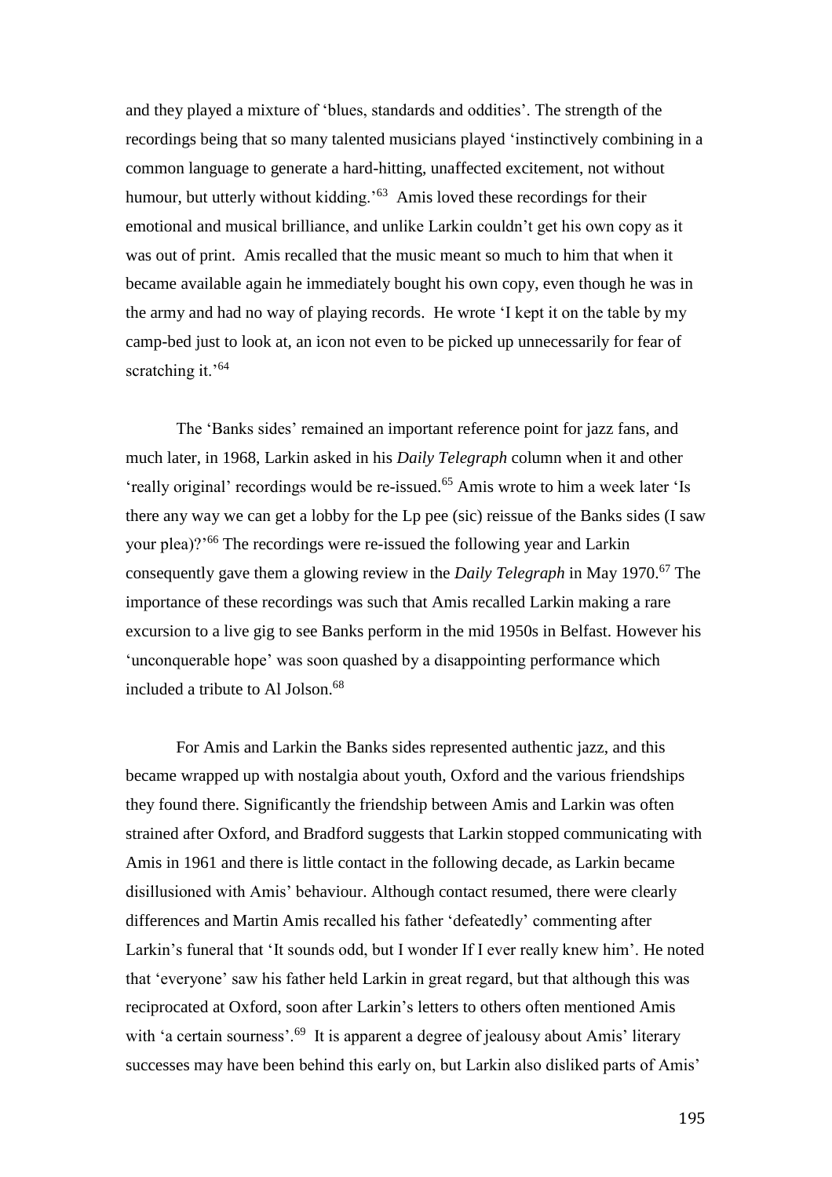and they played a mixture of 'blues, standards and oddities'. The strength of the recordings being that so many talented musicians played 'instinctively combining in a common language to generate a hard-hitting, unaffected excitement, not without humour, but utterly without kidding.'[63] Amis loved these recordings for their emotional and musical brilliance, and unlike Larkin couldn't get his own copy as it was out of print. Amis recalled that the music meant so much to him that when it became available again he immediately bought his own copy, even though he was in the army and had no way of playing records. He wrote 'I kept it on the table by my camp-bed just to look at, an icon not even to be picked up unnecessarily for fear of scratching it.'[64]

The 'Banks sides' remained an important reference point for jazz fans, and much later, in 1968, Larkin asked in his *Daily Telegraph* column when it and other 'really original' recordings would be re-issued.[65] Amis wrote to him a week later 'Is there any way we can get a lobby for the Lp pee (sic) reissue of the Banks sides (I saw your plea)?'[66] The recordings were re-issued the following year and Larkin consequently gave them a glowing review in the *Daily Telegraph* in May 1970.[67] The importance of these recordings was such that Amis recalled Larkin making a rare excursion to a live gig to see Banks perform in the mid 1950s in Belfast. However his 'unconquerable hope' was soon quashed by a disappointing performance which included a tribute to Al Jolson.[68]

For Amis and Larkin the Banks sides represented authentic jazz, and this became wrapped up with nostalgia about youth, Oxford and the various friendships they found there. Significantly the friendship between Amis and Larkin was often strained after Oxford, and Bradford suggests that Larkin stopped communicating with Amis in 1961 and there is little contact in the following decade, as Larkin became disillusioned with Amis' behaviour. Although contact resumed, there were clearly differences and Martin Amis recalled his father 'defeatedly' commenting after Larkin's funeral that 'It sounds odd, but I wonder If I ever really knew him'. He noted that 'everyone' saw his father held Larkin in great regard, but that although this was reciprocated at Oxford, soon after Larkin's letters to others often mentioned Amis with 'a certain sourness'.[69] It is apparent a degree of jealousy about Amis' literary successes may have been behind this early on, but Larkin also disliked parts of Amis'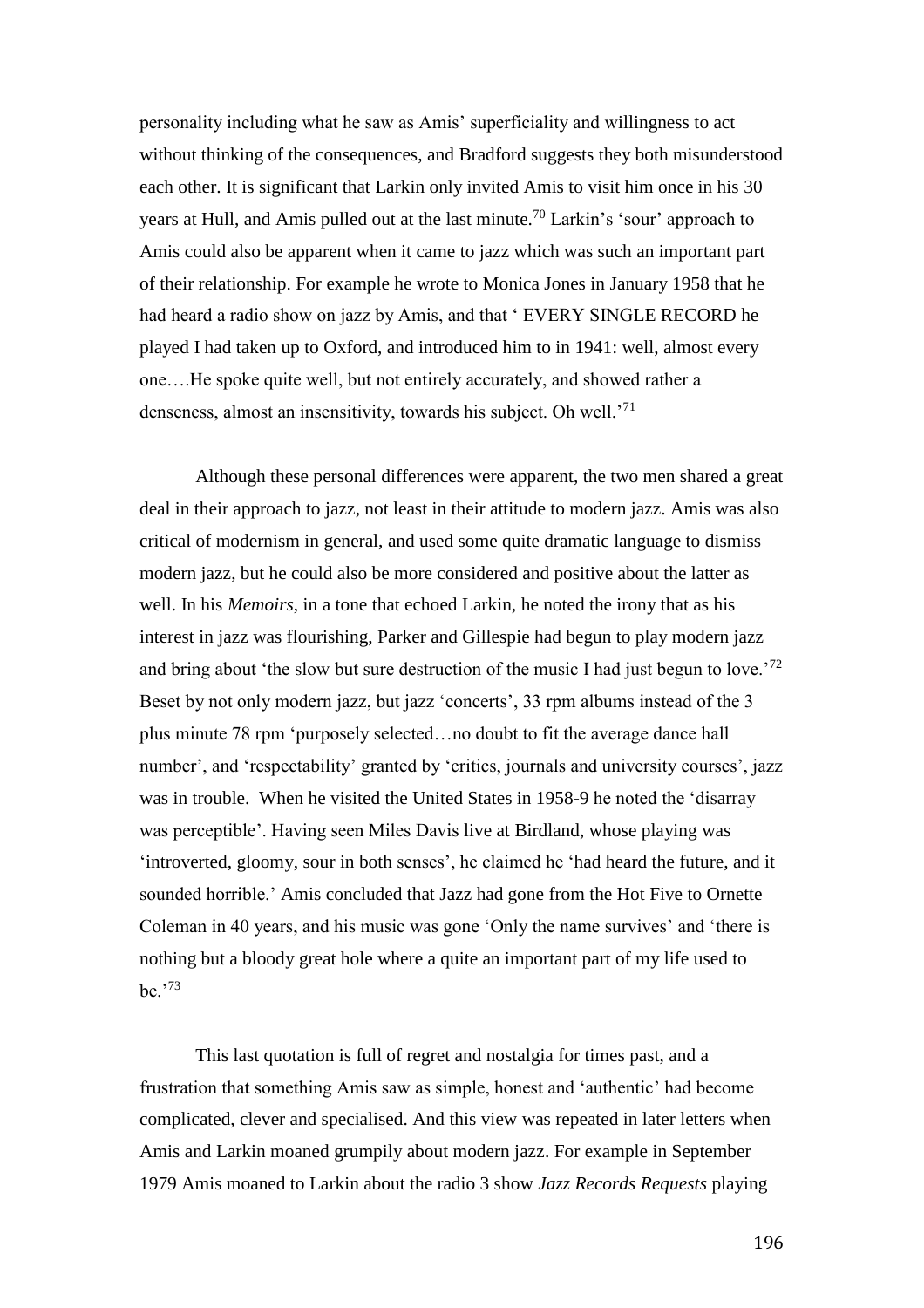personality including what he saw as Amis' superficiality and willingness to act without thinking of the consequences, and Bradford suggests they both misunderstood each other. It is significant that Larkin only invited Amis to visit him once in his 30 years at Hull, and Amis pulled out at the last minute.[70] Larkin's 'sour' approach to Amis could also be apparent when it came to jazz which was such an important part of their relationship. For example he wrote to Monica Jones in January 1958 that he had heard a radio show on jazz by Amis, and that ' EVERY SINGLE RECORD he played I had taken up to Oxford, and introduced him to in 1941: well, almost every one….He spoke quite well, but not entirely accurately, and showed rather a denseness, almost an insensitivity, towards his subject. Oh well.'[71]

Although these personal differences were apparent, the two men shared a great deal in their approach to jazz, not least in their attitude to modern jazz. Amis was also critical of modernism in general, and used some quite dramatic language to dismiss modern jazz, but he could also be more considered and positive about the latter as well. In his *Memoirs*, in a tone that echoed Larkin, he noted the irony that as his interest in jazz was flourishing, Parker and Gillespie had begun to play modern jazz and bring about 'the slow but sure destruction of the music I had just begun to love.'[72] Beset by not only modern jazz, but jazz 'concerts', 33 rpm albums instead of the 3 plus minute 78 rpm 'purposely selected…no doubt to fit the average dance hall number', and 'respectability' granted by 'critics, journals and university courses', jazz was in trouble. When he visited the United States in 1958-9 he noted the 'disarray was perceptible'. Having seen Miles Davis live at Birdland, whose playing was 'introverted, gloomy, sour in both senses', he claimed he 'had heard the future, and it sounded horrible.' Amis concluded that Jazz had gone from the Hot Five to Ornette Coleman in 40 years, and his music was gone 'Only the name survives' and 'there is nothing but a bloody great hole where a quite an important part of my life used to be.'[73]

This last quotation is full of regret and nostalgia for times past, and a frustration that something Amis saw as simple, honest and 'authentic' had become complicated, clever and specialised. And this view was repeated in later letters when Amis and Larkin moaned grumpily about modern jazz. For example in September 1979 Amis moaned to Larkin about the radio 3 show *Jazz Records Requests* playing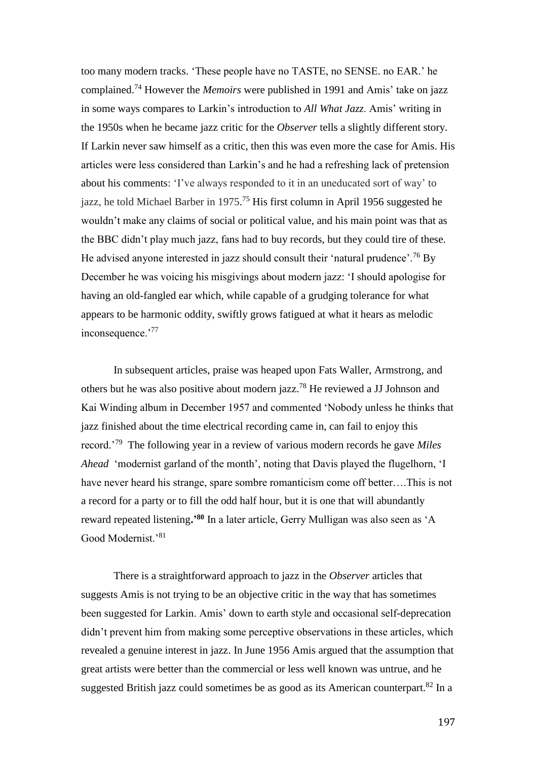too many modern tracks. 'These people have no TASTE, no SENSE. no EAR.' he complained.[74] However the *Memoirs* were published in 1991 and Amis' take on jazz in some ways compares to Larkin's introduction to *All What Jazz*. Amis' writing in the 1950s when he became jazz critic for the *Observer* tells a slightly different story. If Larkin never saw himself as a critic, then this was even more the case for Amis. His articles were less considered than Larkin's and he had a refreshing lack of pretension about his comments: 'I've always responded to it in an uneducated sort of way' to jazz, he told Michael Barber in 1975.[75] His first column in April 1956 suggested he wouldn't make any claims of social or political value, and his main point was that as the BBC didn't play much jazz, fans had to buy records, but they could tire of these. He advised anyone interested in jazz should consult their 'natural prudence'.[76] By December he was voicing his misgivings about modern jazz: 'I should apologise for having an old-fangled ear which, while capable of a grudging tolerance for what appears to be harmonic oddity, swiftly grows fatigued at what it hears as melodic inconsequence.'[77]

In subsequent articles, praise was heaped upon Fats Waller, Armstrong, and others but he was also positive about modern jazz.[78] He reviewed a JJ Johnson and Kai Winding album in December 1957 and commented 'Nobody unless he thinks that jazz finished about the time electrical recording came in, can fail to enjoy this record.'[79] The following year in a review of various modern records he gave *Miles Ahead* 'modernist garland of the month', noting that Davis played the flugelhorn, 'I have never heard his strange, spare sombre romanticism come off better….This is not a record for a party or to fill the odd half hour, but it is one that will abundantly reward repeated listening**.'**[80] In a later article, Gerry Mulligan was also seen as 'A Good Modernist.'[81]

There is a straightforward approach to jazz in the *Observer* articles that suggests Amis is not trying to be an objective critic in the way that has sometimes been suggested for Larkin. Amis' down to earth style and occasional self-deprecation didn't prevent him from making some perceptive observations in these articles, which revealed a genuine interest in jazz. In June 1956 Amis argued that the assumption that great artists were better than the commercial or less well known was untrue, and he suggested British jazz could sometimes be as good as its American counterpart.[82] In a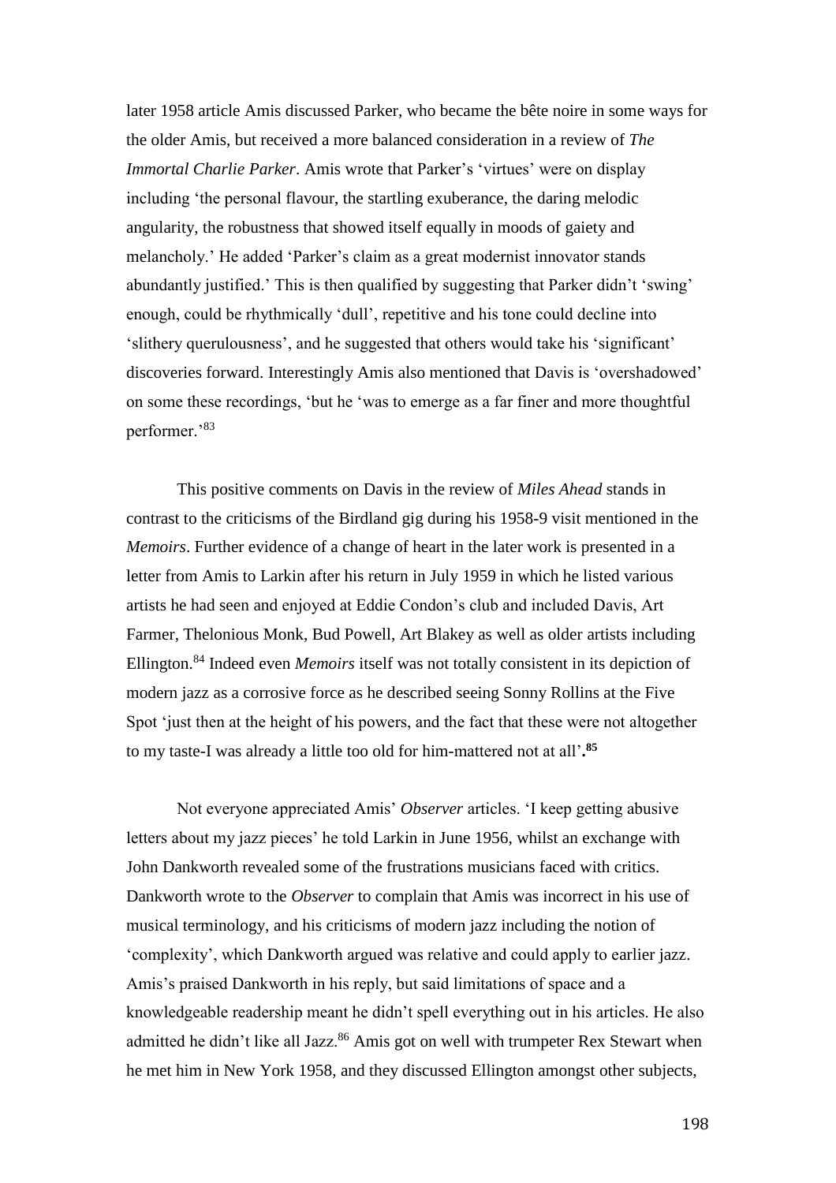later 1958 article Amis discussed Parker, who became the bête noire in some ways for the older Amis, but received a more balanced consideration in a review of *The Immortal Charlie Parker*. Amis wrote that Parker's 'virtues' were on display including 'the personal flavour, the startling exuberance, the daring melodic angularity, the robustness that showed itself equally in moods of gaiety and melancholy.' He added 'Parker's claim as a great modernist innovator stands abundantly justified.' This is then qualified by suggesting that Parker didn't 'swing' enough, could be rhythmically 'dull', repetitive and his tone could decline into 'slithery querulousness', and he suggested that others would take his 'significant' discoveries forward. Interestingly Amis also mentioned that Davis is 'overshadowed' on some these recordings, 'but he 'was to emerge as a far finer and more thoughtful performer.'[83]

This positive comments on Davis in the review of *Miles Ahead* stands in contrast to the criticisms of the Birdland gig during his 1958-9 visit mentioned in the *Memoirs*. Further evidence of a change of heart in the later work is presented in a letter from Amis to Larkin after his return in July 1959 in which he listed various artists he had seen and enjoyed at Eddie Condon's club and included Davis, Art Farmer, Thelonious Monk, Bud Powell, Art Blakey as well as older artists including Ellington.[84] Indeed even *Memoirs* itself was not totally consistent in its depiction of modern jazz as a corrosive force as he described seeing Sonny Rollins at the Five Spot 'just then at the height of his powers, and the fact that these were not altogether to my taste-I was already a little too old for him-mattered not at all'**.**[85]

Not everyone appreciated Amis' *Observer* articles. 'I keep getting abusive letters about my jazz pieces' he told Larkin in June 1956, whilst an exchange with John Dankworth revealed some of the frustrations musicians faced with critics. Dankworth wrote to the *Observer* to complain that Amis was incorrect in his use of musical terminology, and his criticisms of modern jazz including the notion of 'complexity', which Dankworth argued was relative and could apply to earlier jazz. Amis's praised Dankworth in his reply, but said limitations of space and a knowledgeable readership meant he didn't spell everything out in his articles. He also admitted he didn't like all Jazz.[86] Amis got on well with trumpeter Rex Stewart when he met him in New York 1958, and they discussed Ellington amongst other subjects,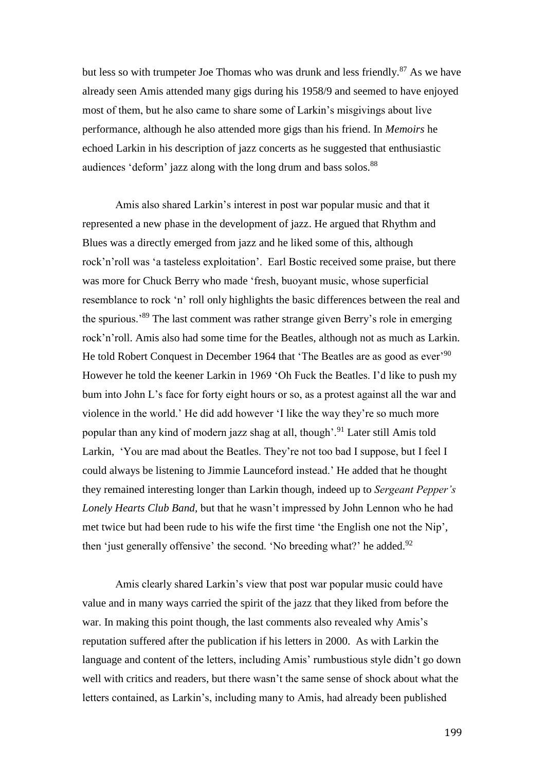but less so with trumpeter Joe Thomas who was drunk and less friendly.[87] As we have already seen Amis attended many gigs during his 1958/9 and seemed to have enjoyed most of them, but he also came to share some of Larkin's misgivings about live performance, although he also attended more gigs than his friend. In *Memoirs* he echoed Larkin in his description of jazz concerts as he suggested that enthusiastic audiences 'deform' jazz along with the long drum and bass solos.[88]

Amis also shared Larkin's interest in post war popular music and that it represented a new phase in the development of jazz. He argued that Rhythm and Blues was a directly emerged from jazz and he liked some of this, although rock'n'roll was 'a tasteless exploitation'. Earl Bostic received some praise, but there was more for Chuck Berry who made 'fresh, buoyant music, whose superficial resemblance to rock 'n' roll only highlights the basic differences between the real and the spurious.'[89] The last comment was rather strange given Berry's role in emerging rock'n'roll. Amis also had some time for the Beatles, although not as much as Larkin. He told Robert Conquest in December 1964 that 'The Beatles are as good as ever'[90] However he told the keener Larkin in 1969 'Oh Fuck the Beatles. I'd like to push my bum into John L's face for forty eight hours or so, as a protest against all the war and violence in the world.' He did add however 'I like the way they're so much more popular than any kind of modern jazz shag at all, though'.[91] Later still Amis told Larkin, 'You are mad about the Beatles. They're not too bad I suppose, but I feel I could always be listening to Jimmie Launceford instead.' He added that he thought they remained interesting longer than Larkin though, indeed up to *Sergeant Pepper's Lonely Hearts Club Band,* but that he wasn't impressed by John Lennon who he had met twice but had been rude to his wife the first time 'the English one not the Nip', then 'just generally offensive' the second. 'No breeding what?' he added.[92]

Amis clearly shared Larkin's view that post war popular music could have value and in many ways carried the spirit of the jazz that they liked from before the war. In making this point though, the last comments also revealed why Amis's reputation suffered after the publication if his letters in 2000. As with Larkin the language and content of the letters, including Amis' rumbustious style didn't go down well with critics and readers, but there wasn't the same sense of shock about what the letters contained, as Larkin's, including many to Amis, had already been published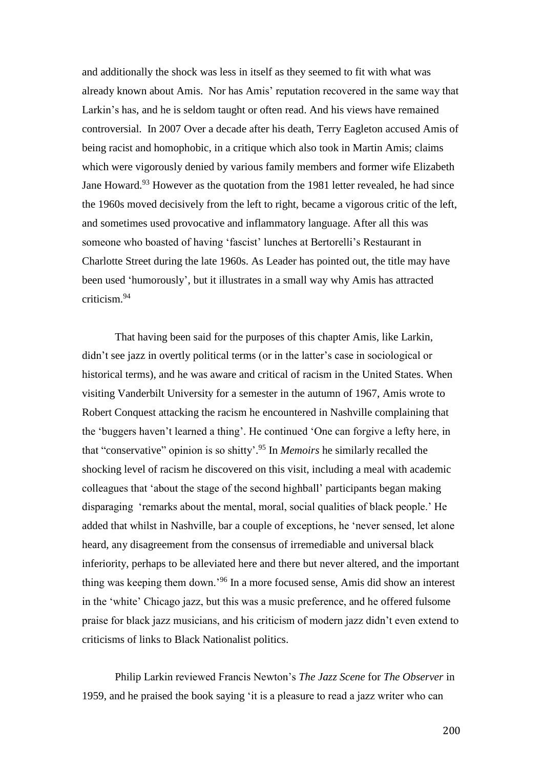and additionally the shock was less in itself as they seemed to fit with what was already known about Amis. Nor has Amis' reputation recovered in the same way that Larkin's has, and he is seldom taught or often read. And his views have remained controversial. In 2007 Over a decade after his death, Terry Eagleton accused Amis of being racist and homophobic, in a critique which also took in Martin Amis; claims which were vigorously denied by various family members and former wife Elizabeth Jane Howard.[93] However as the quotation from the 1981 letter revealed, he had since the 1960s moved decisively from the left to right, became a vigorous critic of the left, and sometimes used provocative and inflammatory language. After all this was someone who boasted of having 'fascist' lunches at Bertorelli's Restaurant in Charlotte Street during the late 1960s. As Leader has pointed out, the title may have been used 'humorously', but it illustrates in a small way why Amis has attracted criticism.[94]

That having been said for the purposes of this chapter Amis, like Larkin, didn't see jazz in overtly political terms (or in the latter's case in sociological or historical terms), and he was aware and critical of racism in the United States. When visiting Vanderbilt University for a semester in the autumn of 1967, Amis wrote to Robert Conquest attacking the racism he encountered in Nashville complaining that the 'buggers haven't learned a thing'. He continued 'One can forgive a lefty here, in that "conservative" opinion is so shitty'.[95] In *Memoirs* he similarly recalled the shocking level of racism he discovered on this visit, including a meal with academic colleagues that 'about the stage of the second highball' participants began making disparaging 'remarks about the mental, moral, social qualities of black people.' He added that whilst in Nashville, bar a couple of exceptions, he 'never sensed, let alone heard, any disagreement from the consensus of irremediable and universal black inferiority, perhaps to be alleviated here and there but never altered, and the important thing was keeping them down.'[96] In a more focused sense, Amis did show an interest in the 'white' Chicago jazz, but this was a music preference, and he offered fulsome praise for black jazz musicians, and his criticism of modern jazz didn't even extend to criticisms of links to Black Nationalist politics.

Philip Larkin reviewed Francis Newton's *The Jazz Scene* for *The Observer* in 1959, and he praised the book saying 'it is a pleasure to read a jazz writer who can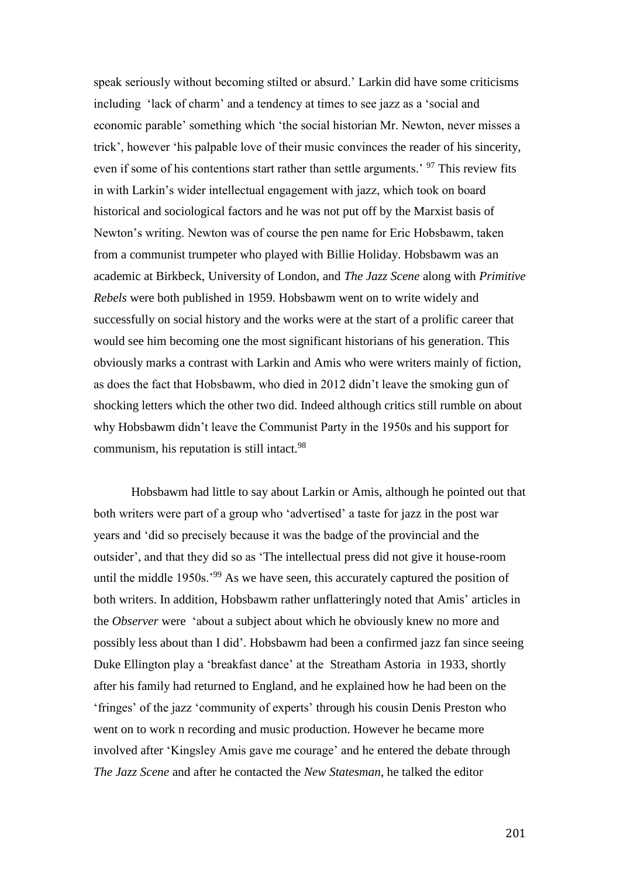speak seriously without becoming stilted or absurd.' Larkin did have some criticisms including 'lack of charm' and a tendency at times to see jazz as a 'social and economic parable' something which 'the social historian Mr. Newton, never misses a trick', however 'his palpable love of their music convinces the reader of his sincerity, even if some of his contentions start rather than settle arguments.' [97] This review fits in with Larkin's wider intellectual engagement with jazz, which took on board historical and sociological factors and he was not put off by the Marxist basis of Newton's writing. Newton was of course the pen name for Eric Hobsbawm, taken from a communist trumpeter who played with Billie Holiday. Hobsbawm was an academic at Birkbeck, University of London, and *The Jazz Scene* along with *Primitive Rebels* were both published in 1959. Hobsbawm went on to write widely and successfully on social history and the works were at the start of a prolific career that would see him becoming one the most significant historians of his generation. This obviously marks a contrast with Larkin and Amis who were writers mainly of fiction, as does the fact that Hobsbawm, who died in 2012 didn't leave the smoking gun of shocking letters which the other two did. Indeed although critics still rumble on about why Hobsbawm didn't leave the Communist Party in the 1950s and his support for communism, his reputation is still intact.[98]

Hobsbawm had little to say about Larkin or Amis, although he pointed out that both writers were part of a group who 'advertised' a taste for jazz in the post war years and 'did so precisely because it was the badge of the provincial and the outsider', and that they did so as 'The intellectual press did not give it house-room until the middle 1950s.'[99] As we have seen, this accurately captured the position of both writers. In addition, Hobsbawm rather unflatteringly noted that Amis' articles in the *Observer* were 'about a subject about which he obviously knew no more and possibly less about than I did'. Hobsbawm had been a confirmed jazz fan since seeing Duke Ellington play a 'breakfast dance' at the Streatham Astoria in 1933, shortly after his family had returned to England, and he explained how he had been on the 'fringes' of the jazz 'community of experts' through his cousin Denis Preston who went on to work n recording and music production. However he became more involved after 'Kingsley Amis gave me courage' and he entered the debate through *The Jazz Scene* and after he contacted the *New Statesman*, he talked the editor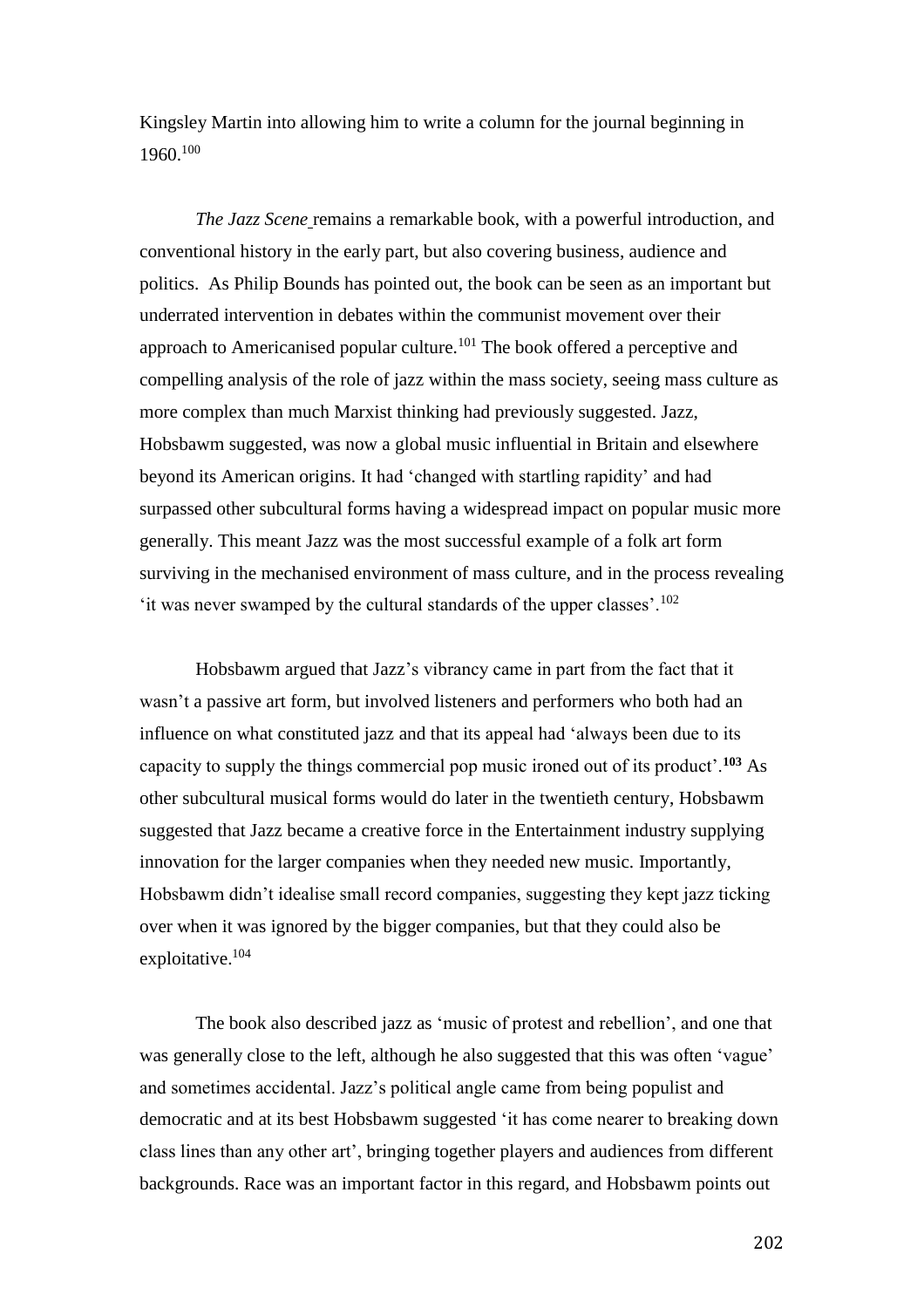Kingsley Martin into allowing him to write a column for the journal beginning in 1960.[100]

*The Jazz Scene* remains a remarkable book, with a powerful introduction, and conventional history in the early part, but also covering business, audience and politics. As Philip Bounds has pointed out, the book can be seen as an important but underrated intervention in debates within the communist movement over their approach to Americanised popular culture.[101] The book offered a perceptive and compelling analysis of the role of jazz within the mass society, seeing mass culture as more complex than much Marxist thinking had previously suggested. Jazz, Hobsbawm suggested, was now a global music influential in Britain and elsewhere beyond its American origins. It had 'changed with startling rapidity' and had surpassed other subcultural forms having a widespread impact on popular music more generally. This meant Jazz was the most successful example of a folk art form surviving in the mechanised environment of mass culture, and in the process revealing 'it was never swamped by the cultural standards of the upper classes'.[102]

Hobsbawm argued that Jazz's vibrancy came in part from the fact that it wasn't a passive art form, but involved listeners and performers who both had an influence on what constituted jazz and that its appeal had 'always been due to its capacity to supply the things commercial pop music ironed out of its product'.[103] As other subcultural musical forms would do later in the twentieth century, Hobsbawm suggested that Jazz became a creative force in the Entertainment industry supplying innovation for the larger companies when they needed new music. Importantly, Hobsbawm didn't idealise small record companies, suggesting they kept jazz ticking over when it was ignored by the bigger companies, but that they could also be exploitative.[104]

The book also described jazz as 'music of protest and rebellion', and one that was generally close to the left, although he also suggested that this was often 'vague' and sometimes accidental. Jazz's political angle came from being populist and democratic and at its best Hobsbawm suggested 'it has come nearer to breaking down class lines than any other art', bringing together players and audiences from different backgrounds. Race was an important factor in this regard, and Hobsbawm points out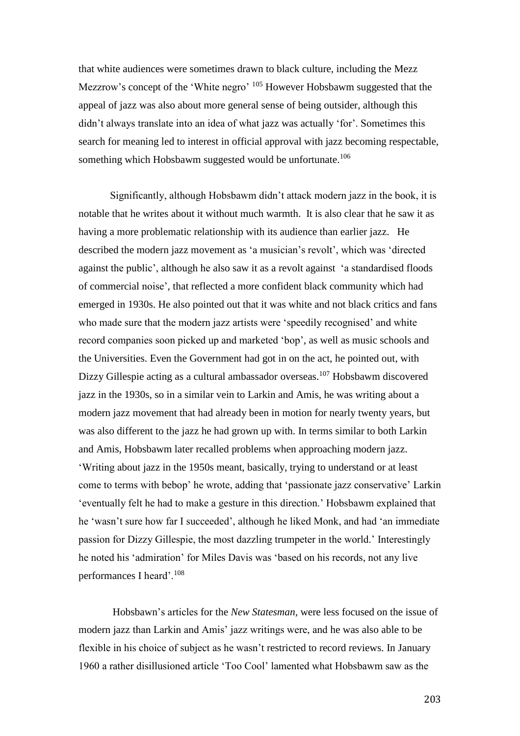that white audiences were sometimes drawn to black culture, including the Mezz Mezzrow's concept of the 'White negro' [105] However Hobsbawm suggested that the appeal of jazz was also about more general sense of being outsider, although this didn't always translate into an idea of what jazz was actually 'for'. Sometimes this search for meaning led to interest in official approval with jazz becoming respectable, something which Hobsbawm suggested would be unfortunate.[106]

Significantly, although Hobsbawm didn't attack modern jazz in the book, it is notable that he writes about it without much warmth. It is also clear that he saw it as having a more problematic relationship with its audience than earlier jazz. He described the modern jazz movement as 'a musician's revolt', which was 'directed against the public', although he also saw it as a revolt against 'a standardised floods of commercial noise', that reflected a more confident black community which had emerged in 1930s. He also pointed out that it was white and not black critics and fans who made sure that the modern jazz artists were 'speedily recognised' and white record companies soon picked up and marketed 'bop', as well as music schools and the Universities. Even the Government had got in on the act, he pointed out, with Dizzy Gillespie acting as a cultural ambassador overseas.[107] Hobsbawm discovered jazz in the 1930s, so in a similar vein to Larkin and Amis, he was writing about a modern jazz movement that had already been in motion for nearly twenty years, but was also different to the jazz he had grown up with. In terms similar to both Larkin and Amis, Hobsbawm later recalled problems when approaching modern jazz. 'Writing about jazz in the 1950s meant, basically, trying to understand or at least come to terms with bebop' he wrote, adding that 'passionate jazz conservative' Larkin 'eventually felt he had to make a gesture in this direction.' Hobsbawm explained that he 'wasn't sure how far I succeeded', although he liked Monk, and had 'an immediate passion for Dizzy Gillespie, the most dazzling trumpeter in the world.' Interestingly he noted his 'admiration' for Miles Davis was 'based on his records, not any live performances I heard'.[108]

Hobsbawn's articles for the *New Statesman*, were less focused on the issue of modern jazz than Larkin and Amis' jazz writings were, and he was also able to be flexible in his choice of subject as he wasn't restricted to record reviews. In January 1960 a rather disillusioned article 'Too Cool' lamented what Hobsbawm saw as the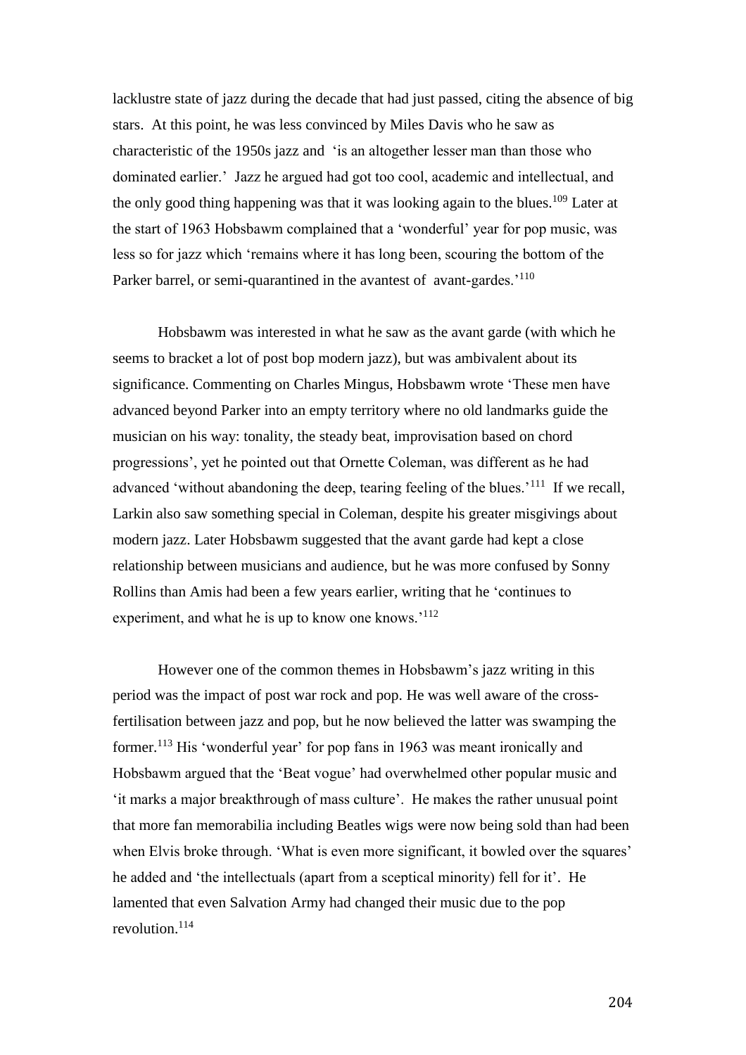lacklustre state of jazz during the decade that had just passed, citing the absence of big stars. At this point, he was less convinced by Miles Davis who he saw as characteristic of the 1950s jazz and 'is an altogether lesser man than those who dominated earlier.' Jazz he argued had got too cool, academic and intellectual, and the only good thing happening was that it was looking again to the blues.[109] Later at the start of 1963 Hobsbawm complained that a 'wonderful' year for pop music, was less so for jazz which 'remains where it has long been, scouring the bottom of the Parker barrel, or semi-quarantined in the avantest of avant-gardes.'[110]

Hobsbawm was interested in what he saw as the avant garde (with which he seems to bracket a lot of post bop modern jazz), but was ambivalent about its significance. Commenting on Charles Mingus, Hobsbawm wrote 'These men have advanced beyond Parker into an empty territory where no old landmarks guide the musician on his way: tonality, the steady beat, improvisation based on chord progressions', yet he pointed out that Ornette Coleman, was different as he had advanced 'without abandoning the deep, tearing feeling of the blues.'[111] If we recall, Larkin also saw something special in Coleman, despite his greater misgivings about modern jazz. Later Hobsbawm suggested that the avant garde had kept a close relationship between musicians and audience, but he was more confused by Sonny Rollins than Amis had been a few years earlier, writing that he 'continues to experiment, and what he is up to know one knows.'[112]

However one of the common themes in Hobsbawm's jazz writing in this period was the impact of post war rock and pop. He was well aware of the cross-fertilisation between jazz and pop, but he now believed the latter was swamping the former.[113] His 'wonderful year' for pop fans in 1963 was meant ironically and Hobsbawm argued that the 'Beat vogue' had overwhelmed other popular music and 'it marks a major breakthrough of mass culture'. He makes the rather unusual point that more fan memorabilia including Beatles wigs were now being sold than had been when Elvis broke through. 'What is even more significant, it bowled over the squares' he added and 'the intellectuals (apart from a sceptical minority) fell for it'. He lamented that even Salvation Army had changed their music due to the pop revolution.[114]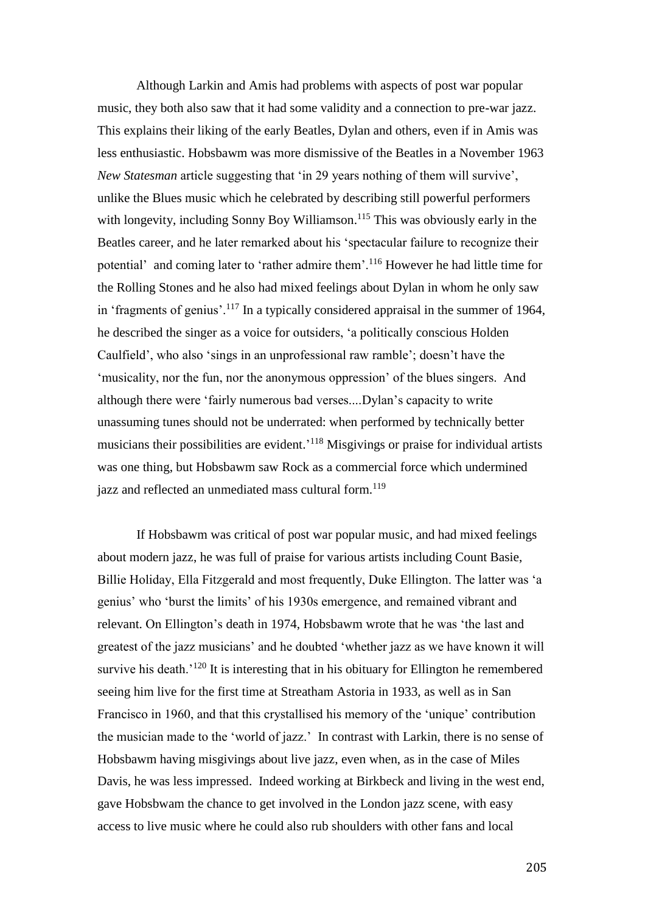Although Larkin and Amis had problems with aspects of post war popular music, they both also saw that it had some validity and a connection to pre-war jazz. This explains their liking of the early Beatles, Dylan and others, even if in Amis was less enthusiastic. Hobsbawm was more dismissive of the Beatles in a November 1963 *New Statesman* article suggesting that 'in 29 years nothing of them will survive', unlike the Blues music which he celebrated by describing still powerful performers with longevity, including Sonny Boy Williamson.[115] This was obviously early in the Beatles career, and he later remarked about his 'spectacular failure to recognize their potential' and coming later to 'rather admire them'.[116] However he had little time for the Rolling Stones and he also had mixed feelings about Dylan in whom he only saw in 'fragments of genius'.[117] In a typically considered appraisal in the summer of 1964, he described the singer as a voice for outsiders, 'a politically conscious Holden Caulfield', who also 'sings in an unprofessional raw ramble'; doesn't have the 'musicality, nor the fun, nor the anonymous oppression' of the blues singers. And although there were 'fairly numerous bad verses....Dylan's capacity to write unassuming tunes should not be underrated: when performed by technically better musicians their possibilities are evident.'[118] Misgivings or praise for individual artists was one thing, but Hobsbawm saw Rock as a commercial force which undermined jazz and reflected an unmediated mass cultural form.[119]

If Hobsbawm was critical of post war popular music, and had mixed feelings about modern jazz, he was full of praise for various artists including Count Basie, Billie Holiday, Ella Fitzgerald and most frequently, Duke Ellington. The latter was 'a genius' who 'burst the limits' of his 1930s emergence, and remained vibrant and relevant. On Ellington's death in 1974, Hobsbawm wrote that he was 'the last and greatest of the jazz musicians' and he doubted 'whether jazz as we have known it will survive his death.'[120] It is interesting that in his obituary for Ellington he remembered seeing him live for the first time at Streatham Astoria in 1933, as well as in San Francisco in 1960, and that this crystallised his memory of the 'unique' contribution the musician made to the 'world of jazz.' In contrast with Larkin, there is no sense of Hobsbawm having misgivings about live jazz, even when, as in the case of Miles Davis, he was less impressed. Indeed working at Birkbeck and living in the west end, gave Hobsbwam the chance to get involved in the London jazz scene, with easy access to live music where he could also rub shoulders with other fans and local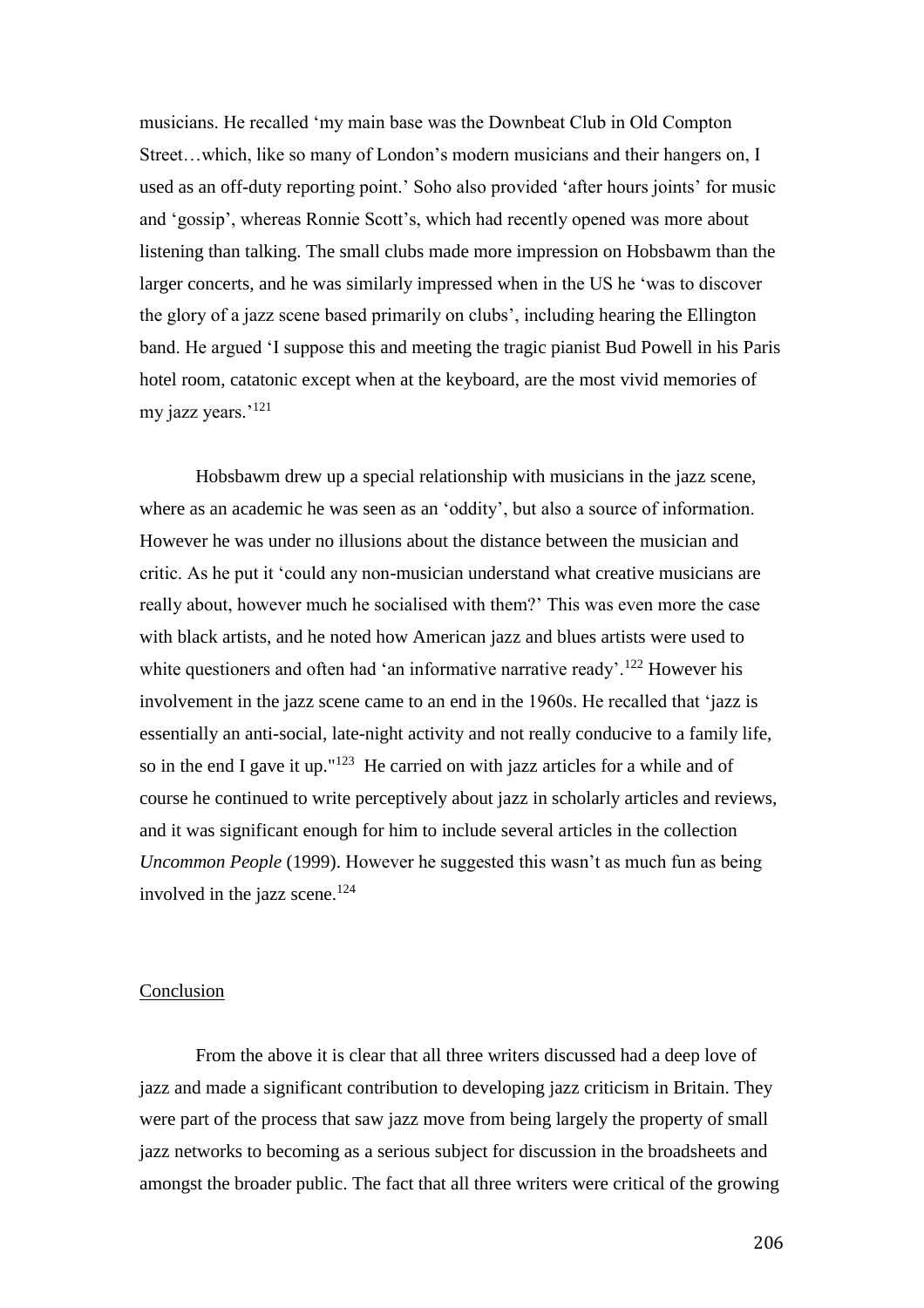musicians. He recalled 'my main base was the Downbeat Club in Old Compton Street…which, like so many of London's modern musicians and their hangers on, I used as an off-duty reporting point.' Soho also provided 'after hours joints' for music and 'gossip', whereas Ronnie Scott's, which had recently opened was more about listening than talking. The small clubs made more impression on Hobsbawm than the larger concerts, and he was similarly impressed when in the US he 'was to discover the glory of a jazz scene based primarily on clubs', including hearing the Ellington band. He argued 'I suppose this and meeting the tragic pianist Bud Powell in his Paris hotel room, catatonic except when at the keyboard, are the most vivid memories of my jazz years.'[121]

Hobsbawm drew up a special relationship with musicians in the jazz scene, where as an academic he was seen as an 'oddity', but also a source of information. However he was under no illusions about the distance between the musician and critic. As he put it 'could any non-musician understand what creative musicians are really about, however much he socialised with them?' This was even more the case with black artists, and he noted how American jazz and blues artists were used to white questioners and often had 'an informative narrative ready'.[122] However his involvement in the jazz scene came to an end in the 1960s. He recalled that 'jazz is essentially an anti-social, late-night activity and not really conducive to a family life, so in the end I gave it up."[123] He carried on with jazz articles for a while and of course he continued to write perceptively about jazz in scholarly articles and reviews, and it was significant enough for him to include several articles in the collection *Uncommon People* (1999). However he suggested this wasn't as much fun as being involved in the jazz scene.[124]

## Conclusion

From the above it is clear that all three writers discussed had a deep love of jazz and made a significant contribution to developing jazz criticism in Britain. They were part of the process that saw jazz move from being largely the property of small jazz networks to becoming as a serious subject for discussion in the broadsheets and amongst the broader public. The fact that all three writers were critical of the growing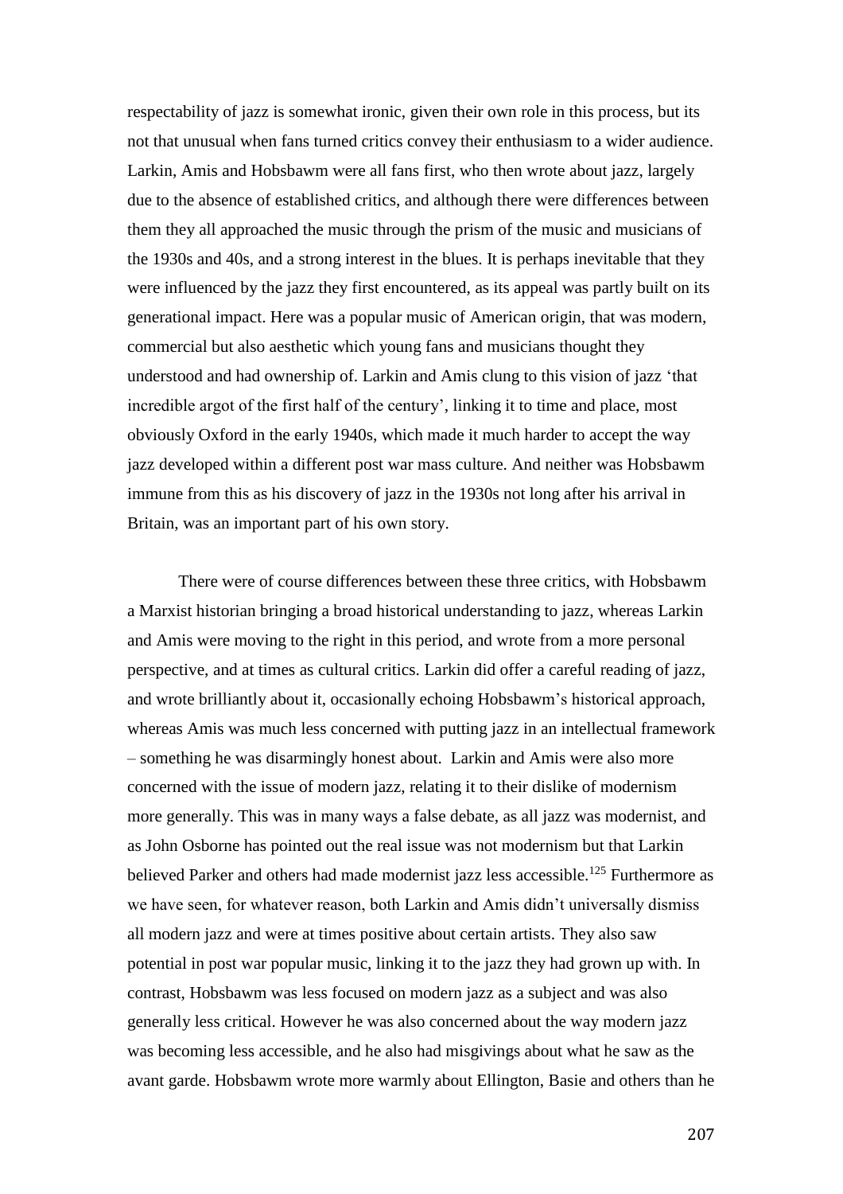respectability of jazz is somewhat ironic, given their own role in this process, but its not that unusual when fans turned critics convey their enthusiasm to a wider audience. Larkin, Amis and Hobsbawm were all fans first, who then wrote about jazz, largely due to the absence of established critics, and although there were differences between them they all approached the music through the prism of the music and musicians of the 1930s and 40s, and a strong interest in the blues. It is perhaps inevitable that they were influenced by the jazz they first encountered, as its appeal was partly built on its generational impact. Here was a popular music of American origin, that was modern, commercial but also aesthetic which young fans and musicians thought they understood and had ownership of. Larkin and Amis clung to this vision of jazz 'that incredible argot of the first half of the century', linking it to time and place, most obviously Oxford in the early 1940s, which made it much harder to accept the way jazz developed within a different post war mass culture. And neither was Hobsbawm immune from this as his discovery of jazz in the 1930s not long after his arrival in Britain, was an important part of his own story.

There were of course differences between these three critics, with Hobsbawm a Marxist historian bringing a broad historical understanding to jazz, whereas Larkin and Amis were moving to the right in this period, and wrote from a more personal perspective, and at times as cultural critics. Larkin did offer a careful reading of jazz, and wrote brilliantly about it, occasionally echoing Hobsbawm's historical approach, whereas Amis was much less concerned with putting jazz in an intellectual framework – something he was disarmingly honest about. Larkin and Amis were also more concerned with the issue of modern jazz, relating it to their dislike of modernism more generally. This was in many ways a false debate, as all jazz was modernist, and as John Osborne has pointed out the real issue was not modernism but that Larkin believed Parker and others had made modernist jazz less accessible.[125] Furthermore as we have seen, for whatever reason, both Larkin and Amis didn't universally dismiss all modern jazz and were at times positive about certain artists. They also saw potential in post war popular music, linking it to the jazz they had grown up with. In contrast, Hobsbawm was less focused on modern jazz as a subject and was also generally less critical. However he was also concerned about the way modern jazz was becoming less accessible, and he also had misgivings about what he saw as the avant garde. Hobsbawm wrote more warmly about Ellington, Basie and others than he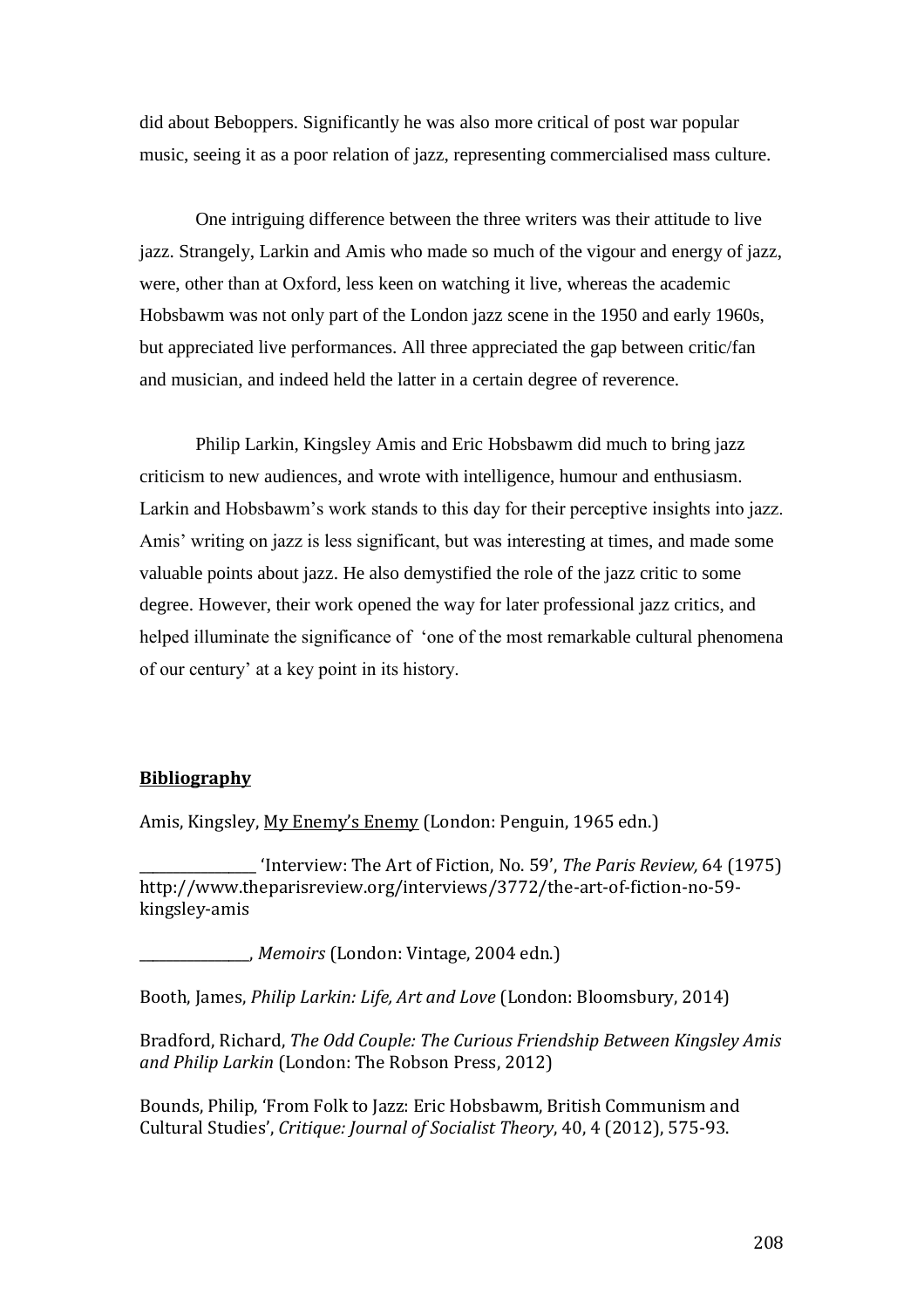did about Beboppers. Significantly he was also more critical of post war popular music, seeing it as a poor relation of jazz, representing commercialised mass culture.

One intriguing difference between the three writers was their attitude to live jazz. Strangely, Larkin and Amis who made so much of the vigour and energy of jazz, were, other than at Oxford, less keen on watching it live, whereas the academic Hobsbawm was not only part of the London jazz scene in the 1950 and early 1960s, but appreciated live performances. All three appreciated the gap between critic/fan and musician, and indeed held the latter in a certain degree of reverence.

Philip Larkin, Kingsley Amis and Eric Hobsbawm did much to bring jazz criticism to new audiences, and wrote with intelligence, humour and enthusiasm. Larkin and Hobsbawm's work stands to this day for their perceptive insights into jazz. Amis' writing on jazz is less significant, but was interesting at times, and made some valuable points about jazz. He also demystified the role of the jazz critic to some degree. However, their work opened the way for later professional jazz critics, and helped illuminate the significance of 'one of the most remarkable cultural phenomena of our century' at a key point in its history.

## Bibliography

Amis, Kingsley, My Enemy's Enemy (London: Penguin, 1965 edn.)

_______________ 'Interview: The Art of Fiction, No. 59', *The Paris Review,* 64 (1975) http://www.theparisreview.org/interviews/3772/the-art-of-fiction-no-59-kingsley-amis

_______________, *Memoirs* (London: Vintage, 2004 edn.)

Booth, James, *Philip Larkin: Life, Art and Love* (London: Bloomsbury, 2014)

Bradford, Richard, *The Odd Couple: The Curious Friendship Between Kingsley Amis and Philip Larkin* (London: The Robson Press, 2012)

Bounds, Philip, 'From Folk to Jazz: Eric Hobsbawm, British Communism and Cultural Studies', *Critique: Journal of Socialist Theory*, 40, 4 (2012), 575-93.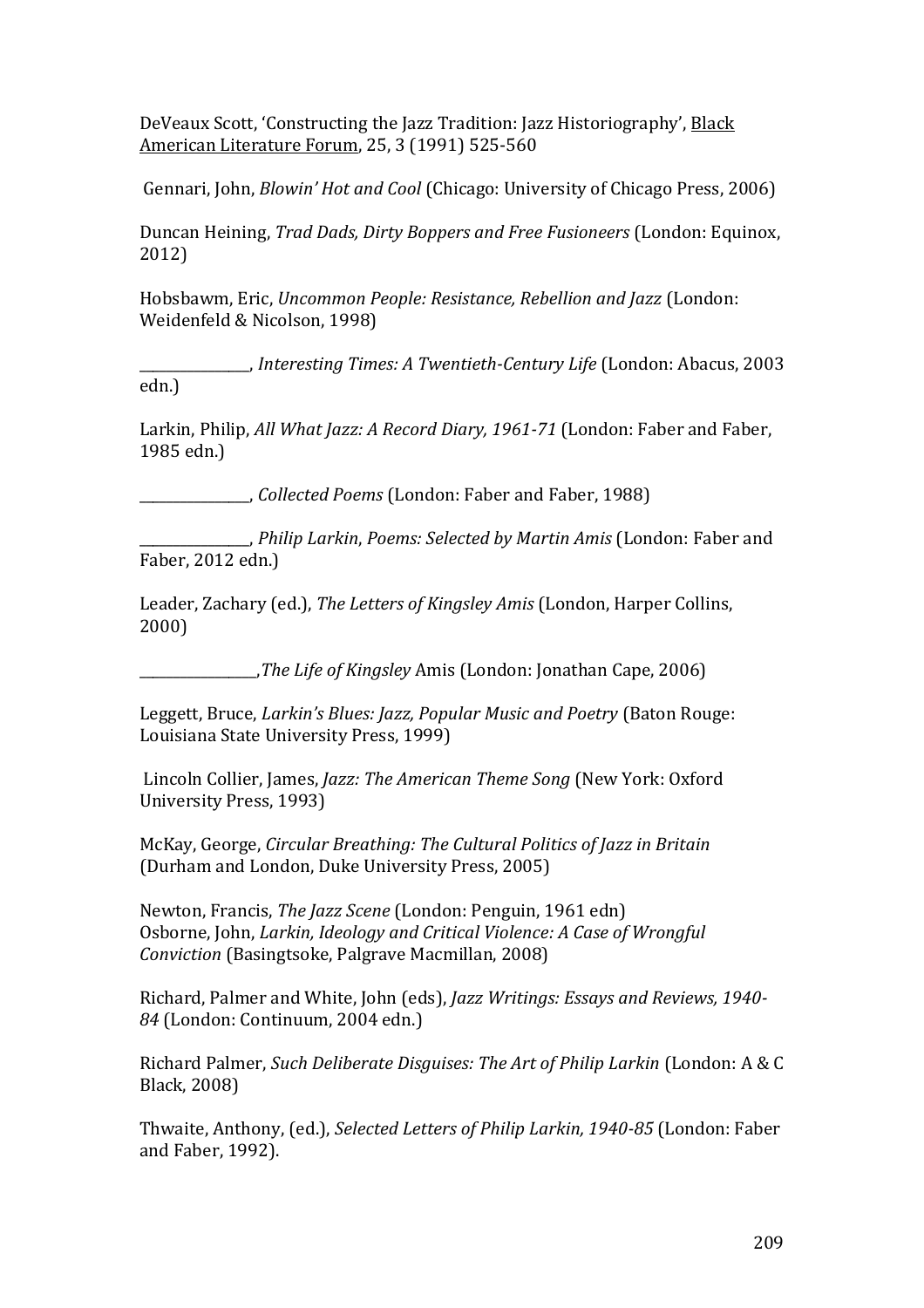DeVeaux Scott, 'Constructing the Jazz Tradition: Jazz Historiography', Black American Literature Forum, 25, 3 (1991) 525-560

Gennari, John, *Blowin' Hot and Cool* (Chicago: University of Chicago Press, 2006)

Duncan Heining, *Trad Dads, Dirty Boppers and Free Fusioneers* (London: Equinox, 2012)

Hobsbawm, Eric, *Uncommon People: Resistance, Rebellion and Jazz* (London: Weidenfeld & Nicolson, 1998)

_______________, *Interesting Times: A Twentieth-Century Life* (London: Abacus, 2003 edn.)

Larkin, Philip, *All What Jazz: A Record Diary, 1961-71* (London: Faber and Faber, 1985 edn.)

_______________, *Collected Poems* (London: Faber and Faber, 1988)

_______________, *Philip Larkin*, *Poems: Selected by Martin Amis* (London: Faber and Faber, 2012 edn.)

Leader, Zachary (ed.), *The Letters of Kingsley Amis* (London, Harper Collins, 2000)

________________,*The Life of Kingsley* Amis (London: Jonathan Cape, 2006)

Leggett, Bruce, *Larkin's Blues: Jazz, Popular Music and Poetry* (Baton Rouge: Louisiana State University Press, 1999)

Lincoln Collier, James, *Jazz: The American Theme Song* (New York: Oxford University Press, 1993)

McKay, George, *Circular Breathing: The Cultural Politics of Jazz in Britain* (Durham and London, Duke University Press, 2005)

Newton, Francis, *The Jazz Scene* (London: Penguin, 1961 edn)
Osborne, John, *Larkin, Ideology and Critical Violence: A Case of Wrongful Conviction* (Basingtsoke, Palgrave Macmillan, 2008)

Richard, Palmer and White, John (eds), *Jazz Writings: Essays and Reviews, 1940-84* (London: Continuum, 2004 edn.)

Richard Palmer, *Such Deliberate Disguises: The Art of Philip Larkin* (London: A & C Black, 2008)

Thwaite, Anthony, (ed.), *Selected Letters of Philip Larkin, 1940-85* (London: Faber and Faber, 1992).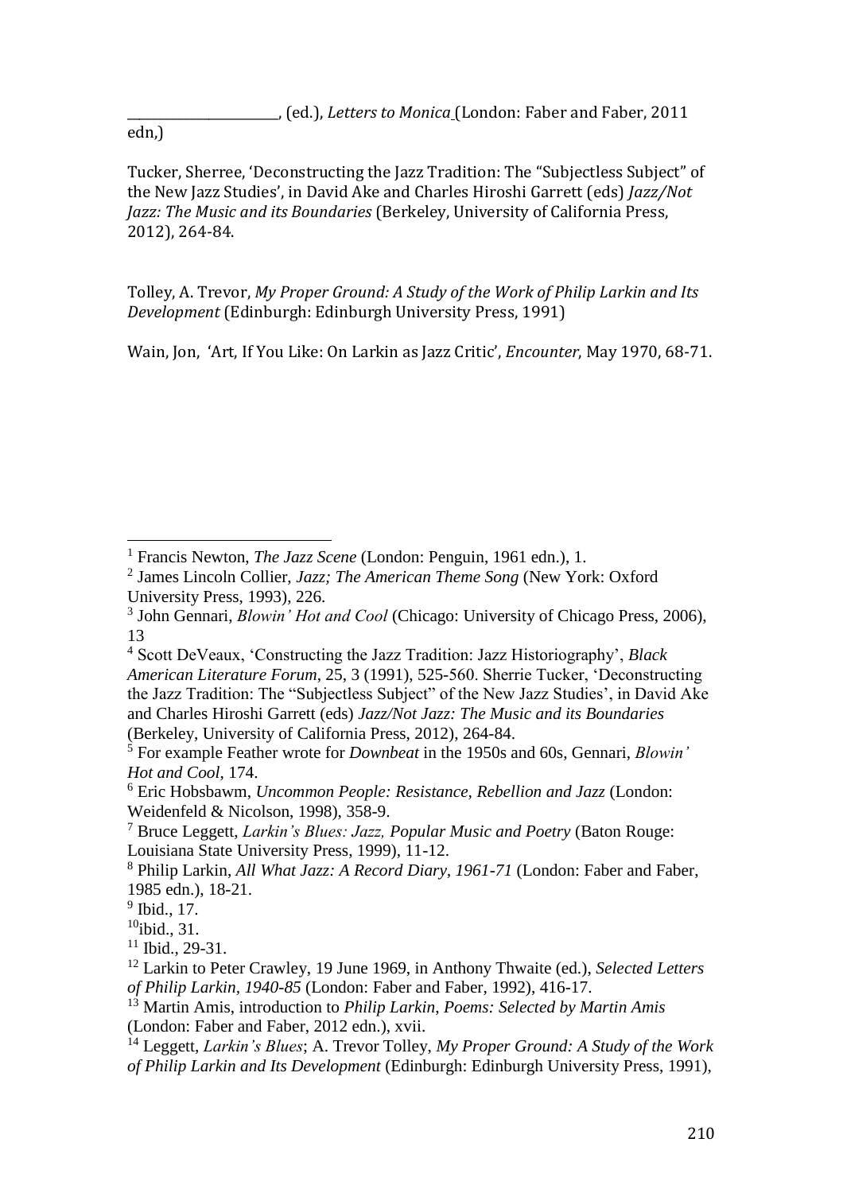\_\_\_\_\_\_\_\_\_\_\_\_\_\_\_\_\_\_\_\_\_\_\_, (ed.), *Letters to Monica* (London: Faber and Faber, 2011 edn,)

Tucker, Sherree, 'Deconstructing the Jazz Tradition: The "Subjectless Subject" of the New Jazz Studies', in David Ake and Charles Hiroshi Garrett (eds) *Jazz/Not Jazz: The Music and its Boundaries* (Berkeley, University of California Press, 2012), 264-84.

Tolley, A. Trevor, *My Proper Ground: A Study of the Work of Philip Larkin and Its Development* (Edinburgh: Edinburgh University Press, 1991)

Wain, Jon, 'Art, If You Like: On Larkin as Jazz Critic', *Encounter*, May 1970, 68-71.

---

[1] Francis Newton, *The Jazz Scene* (London: Penguin, 1961 edn.), 1.

[2] James Lincoln Collier, *Jazz; The American Theme Song* (New York: Oxford University Press, 1993), 226.

[3] John Gennari, *Blowin' Hot and Cool* (Chicago: University of Chicago Press, 2006), 13

[4] Scott DeVeaux, 'Constructing the Jazz Tradition: Jazz Historiography', *Black American Literature Forum*, 25, 3 (1991), 525-560. Sherrie Tucker, 'Deconstructing the Jazz Tradition: The "Subjectless Subject" of the New Jazz Studies', in David Ake and Charles Hiroshi Garrett (eds) *Jazz/Not Jazz: The Music and its Boundaries* (Berkeley, University of California Press, 2012), 264-84.

[5] For example Feather wrote for *Downbeat* in the 1950s and 60s, Gennari, *Blowin' Hot and Cool*, 174.

[6] Eric Hobsbawm, *Uncommon People: Resistance, Rebellion and Jazz* (London: Weidenfeld & Nicolson, 1998), 358-9.

[7] Bruce Leggett, *Larkin's Blues: Jazz, Popular Music and Poetry* (Baton Rouge: Louisiana State University Press, 1999), 11-12.

[8] Philip Larkin, *All What Jazz: A Record Diary, 1961-71* (London: Faber and Faber, 1985 edn.), 18-21.

[9] Ibid., 17.

[10] ibid., 31.

[11] Ibid., 29-31.

[12] Larkin to Peter Crawley, 19 June 1969, in Anthony Thwaite (ed.), *Selected Letters of Philip Larkin, 1940-85* (London: Faber and Faber, 1992), 416-17.

[13] Martin Amis, introduction to *Philip Larkin, Poems: Selected by Martin Amis* (London: Faber and Faber, 2012 edn.), xvii.

[14] Leggett, *Larkin's Blues*; A. Trevor Tolley, *My Proper Ground: A Study of the Work of Philip Larkin and Its Development* (Edinburgh: Edinburgh University Press, 1991),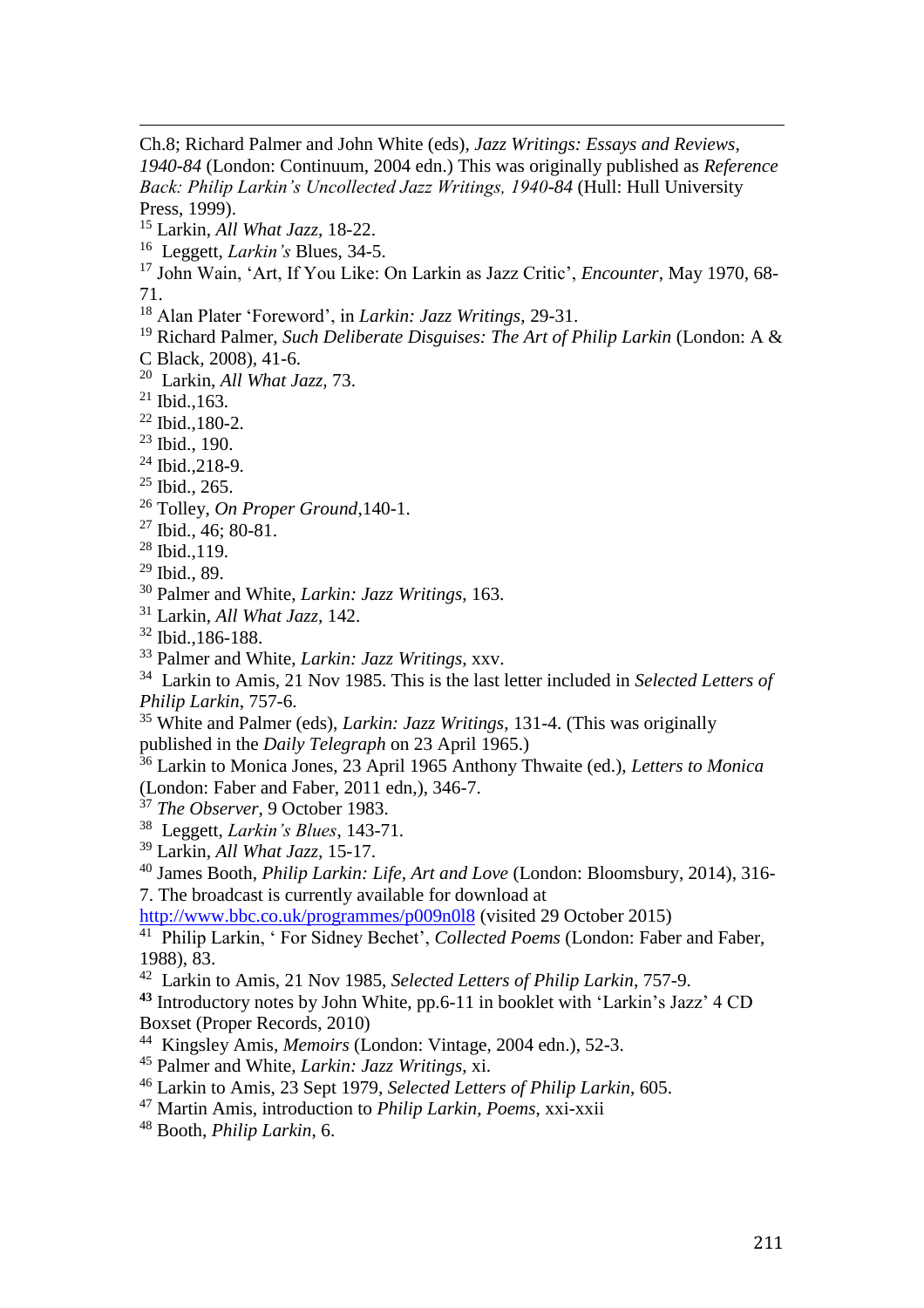Ch.8; Richard Palmer and John White (eds), *Jazz Writings: Essays and Reviews, 1940-84* (London: Continuum, 2004 edn.) This was originally published as *Reference Back: Philip Larkin's Uncollected Jazz Writings, 1940-84* (Hull: Hull University Press, 1999).

[15] Larkin, *All What Jazz*, 18-22.

[16] Leggett, *Larkin's* Blues, 34-5.

[17] John Wain, 'Art, If You Like: On Larkin as Jazz Critic', *Encounter*, May 1970, 68-71.

[18] Alan Plater 'Foreword', in *Larkin: Jazz Writings*, 29-31.

[19] Richard Palmer, *Such Deliberate Disguises: The Art of Philip Larkin* (London: A & C Black, 2008), 41-6.

[20] Larkin, *All What Jazz*, 73.

[21] Ibid.,163.

[22] Ibid.,180-2.

[23] Ibid., 190.

[24] Ibid.,218-9.

[25] Ibid., 265.

[26] Tolley, *On Proper Ground*,140-1.

[27] Ibid., 46; 80-81.

[28] Ibid.,119.

[29] Ibid., 89.

[30] Palmer and White, *Larkin: Jazz Writings*, 163.

[31] Larkin, *All What Jazz*, 142.

[32] Ibid.,186-188.

[33] Palmer and White, *Larkin: Jazz Writings*, xxv.

[34] Larkin to Amis, 21 Nov 1985. This is the last letter included in *Selected Letters of Philip Larkin*, 757-6.

[35] White and Palmer (eds), *Larkin: Jazz Writings*, 131-4. (This was originally published in the *Daily Telegraph* on 23 April 1965.)

[36] Larkin to Monica Jones, 23 April 1965 Anthony Thwaite (ed.), *Letters to Monica* (London: Faber and Faber, 2011 edn,), 346-7.

[37] *The Observer*, 9 October 1983.

[38] Leggett, *Larkin's Blues*, 143-71.

[39] Larkin, *All What Jazz*, 15-17.

[40] James Booth, *Philip Larkin: Life, Art and Love* (London: Bloomsbury, 2014), 316-7. The broadcast is currently available for download at http://www.bbc.co.uk/programmes/p009n0l8 (visited 29 October 2015)

[41] Philip Larkin, ' For Sidney Bechet', *Collected Poems* (London: Faber and Faber, 1988), 83.

[42] Larkin to Amis, 21 Nov 1985, *Selected Letters of Philip Larkin*, 757-9.

**[43]** Introductory notes by John White, pp.6-11 in booklet with 'Larkin's Jazz' 4 CD Boxset (Proper Records, 2010)

[44] Kingsley Amis, *Memoirs* (London: Vintage, 2004 edn.), 52-3.

[45] Palmer and White, *Larkin: Jazz Writings*, xi.

[46] Larkin to Amis, 23 Sept 1979, *Selected Letters of Philip Larkin*, 605.

[47] Martin Amis, introduction to *Philip Larkin, Poems*, xxi-xxii

[48] Booth, *Philip Larkin*, 6.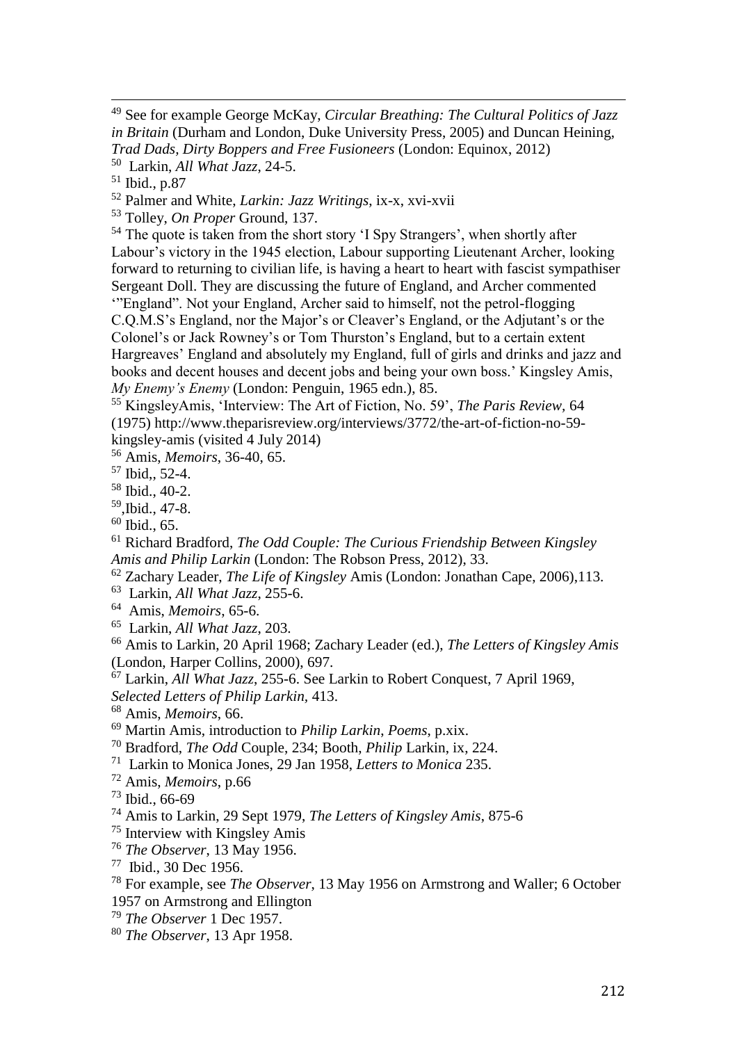[49] See for example George McKay, *Circular Breathing: The Cultural Politics of Jazz in Britain* (Durham and London, Duke University Press, 2005) and Duncan Heining, *Trad Dads, Dirty Boppers and Free Fusioneers* (London: Equinox, 2012)

[50] Larkin, *All What Jazz*, 24-5.

[51] Ibid., p.87

[52] Palmer and White, *Larkin: Jazz Writings*, ix-x, xvi-xvii

[53] Tolley, *On Proper* Ground, 137.

[54] The quote is taken from the short story 'I Spy Strangers', when shortly after Labour's victory in the 1945 election, Labour supporting Lieutenant Archer, looking forward to returning to civilian life, is having a heart to heart with fascist sympathiser Sergeant Doll. They are discussing the future of England, and Archer commented '"England". Not your England, Archer said to himself, not the petrol-flogging C.Q.M.S's England, nor the Major's or Cleaver's England, or the Adjutant's or the Colonel's or Jack Rowney's or Tom Thurston's England, but to a certain extent Hargreaves' England and absolutely my England, full of girls and drinks and jazz and books and decent houses and decent jobs and being your own boss.' Kingsley Amis, *My Enemy's Enemy* (London: Penguin, 1965 edn.), 85.

[55] KingsleyAmis, 'Interview: The Art of Fiction, No. 59', *The Paris Review*, 64 (1975) http://www.theparisreview.org/interviews/3772/the-art-of-fiction-no-59-kingsley-amis (visited 4 July 2014)

[56] Amis, *Memoirs*, 36-40, 65.

[57] Ibid,, 52-4.

[58] Ibid., 40-2.

[59],Ibid., 47-8.

[60] Ibid., 65.

[61] Richard Bradford, *The Odd Couple: The Curious Friendship Between Kingsley Amis and Philip Larkin* (London: The Robson Press, 2012), 33.

[62] Zachary Leader, *The Life of Kingsley* Amis (London: Jonathan Cape, 2006),113.

[63] Larkin, *All What Jazz*, 255-6.

[64] Amis, *Memoirs*, 65-6.

[65] Larkin, *All What Jazz*, 203.

[66] Amis to Larkin, 20 April 1968; Zachary Leader (ed.), *The Letters of Kingsley Amis* (London, Harper Collins, 2000), 697.

[67] Larkin, *All What Jazz*, 255-6. See Larkin to Robert Conquest, 7 April 1969, *Selected Letters of Philip Larkin*, 413.

[68] Amis, *Memoirs*, 66.

[69] Martin Amis, introduction to *Philip Larkin, Poems*, p.xix.

[70] Bradford, *The Odd* Couple, 234; Booth, *Philip* Larkin, ix, 224.

[71] Larkin to Monica Jones, 29 Jan 1958, *Letters to Monica* 235.

[72] Amis, *Memoirs*, p.66

[73] Ibid., 66-69

[74] Amis to Larkin, 29 Sept 1979, *The Letters of Kingsley Amis*, 875-6

[75] Interview with Kingsley Amis

[76] *The Observer*, 13 May 1956.

[77] Ibid., 30 Dec 1956.

[78] For example, see *The Observer*, 13 May 1956 on Armstrong and Waller; 6 October 1957 on Armstrong and Ellington

[79] *The Observer* 1 Dec 1957.

[80] *The Observer*, 13 Apr 1958.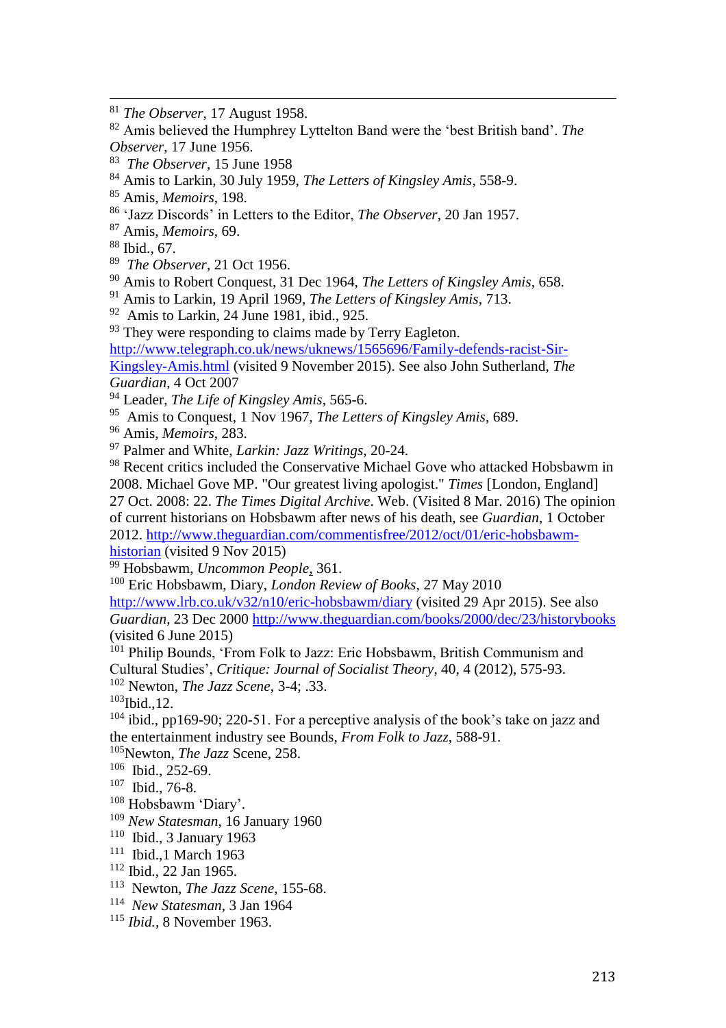[81] *The Observer*, 17 August 1958.

[82] Amis believed the Humphrey Lyttelton Band were the 'best British band'. *The Observer*, 17 June 1956.

[83] *The Observer*, 15 June 1958

[84] Amis to Larkin, 30 July 1959, *The Letters of Kingsley Amis*, 558-9.

[85] Amis, *Memoirs*, 198.

[86] 'Jazz Discords' in Letters to the Editor, *The Observer*, 20 Jan 1957.

[87] Amis, *Memoirs*, 69.

[88] Ibid., 67.

[89] *The Observer*, 21 Oct 1956.

[90] Amis to Robert Conquest, 31 Dec 1964, *The Letters of Kingsley Amis*, 658.

[91] Amis to Larkin, 19 April 1969, *The Letters of Kingsley Amis*, 713.

[92] Amis to Larkin, 24 June 1981, ibid., 925.

[93] They were responding to claims made by Terry Eagleton. http://www.telegraph.co.uk/news/uknews/1565696/Family-defends-racist-Sir-Kingsley-Amis.html (visited 9 November 2015). See also John Sutherland, *The Guardian*, 4 Oct 2007

[94] Leader, *The Life of Kingsley Amis*, 565-6.

[95] Amis to Conquest, 1 Nov 1967, *The Letters of Kingsley Amis*, 689.

[96] Amis, *Memoirs*, 283.

[97] Palmer and White, *Larkin: Jazz Writings*, 20-24.

[98] Recent critics included the Conservative Michael Gove who attacked Hobsbawm in 2008. Michael Gove MP. "Our greatest living apologist." *Times* [London, England] 27 Oct. 2008: 22. *The Times Digital Archive*. Web. (Visited 8 Mar. 2016) The opinion of current historians on Hobsbawm after news of his death, see *Guardian*, 1 October 2012. http://www.theguardian.com/commentisfree/2012/oct/01/eric-hobsbawm-historian (visited 9 Nov 2015)

[99] Hobsbawm, *Uncommon People*, 361.

[100] Eric Hobsbawm, Diary, *London Review of Books*, 27 May 2010 http://www.lrb.co.uk/v32/n10/eric-hobsbawm/diary (visited 29 Apr 2015). See also *Guardian*, 23 Dec 2000 http://www.theguardian.com/books/2000/dec/23/historybooks (visited 6 June 2015)

[101] Philip Bounds, 'From Folk to Jazz: Eric Hobsbawm, British Communism and Cultural Studies', *Critique: Journal of Socialist Theory*, 40, 4 (2012), 575-93.

[102] Newton, *The Jazz Scene*, 3-4; .33.

[103] Ibid.,12.

[104] ibid., pp169-90; 220-51. For a perceptive analysis of the book's take on jazz and the entertainment industry see Bounds, *From Folk to Jazz*, 588-91.

[105] Newton, *The Jazz* Scene, 258.

[106] Ibid., 252-69.

[107] Ibid., 76-8.

[108] Hobsbawm 'Diary'.

[109] *New Statesman*, 16 January 1960

[110] Ibid., 3 January 1963

[111] Ibid.,1 March 1963

[112] Ibid., 22 Jan 1965.

[113] Newton, *The Jazz Scene*, 155-68.

[114] *New Statesman*, 3 Jan 1964

[115] *Ibid.*, 8 November 1963.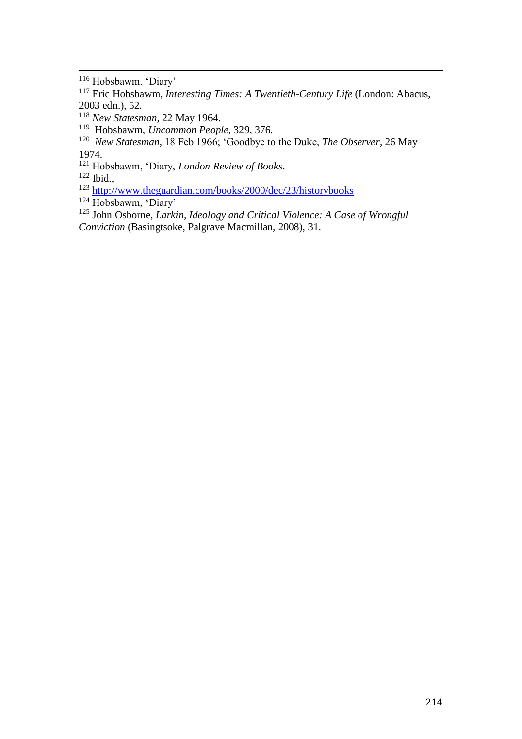[116] Hobsbawm. 'Diary'

[117] Eric Hobsbawm, *Interesting Times: A Twentieth-Century Life* (London: Abacus, 2003 edn.), 52.

[118] *New Statesman*, 22 May 1964.

[119] Hobsbawm, *Uncommon People*, 329, 376.

[120] *New Statesman*, 18 Feb 1966; 'Goodbye to the Duke, *The Observer*, 26 May 1974.

[121] Hobsbawm, 'Diary, *London Review of Books*.

[122] Ibid.,

[123] http://www.theguardian.com/books/2000/dec/23/historybooks

[124] Hobsbawm, 'Diary'

[125] John Osborne, *Larkin, Ideology and Critical Violence: A Case of Wrongful Conviction* (Basingtsoke, Palgrave Macmillan, 2008), 31.